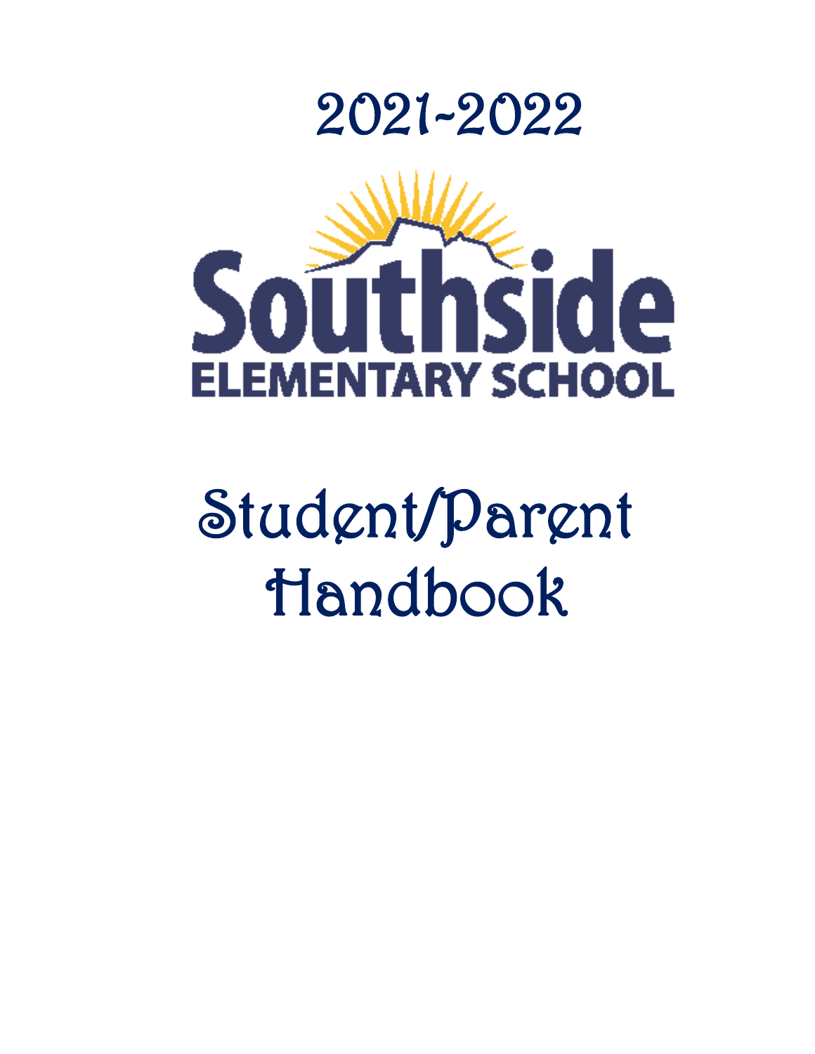# 2021-2022

Southside

ELEMENTARY SCHOOL

# Student/Parent Handbook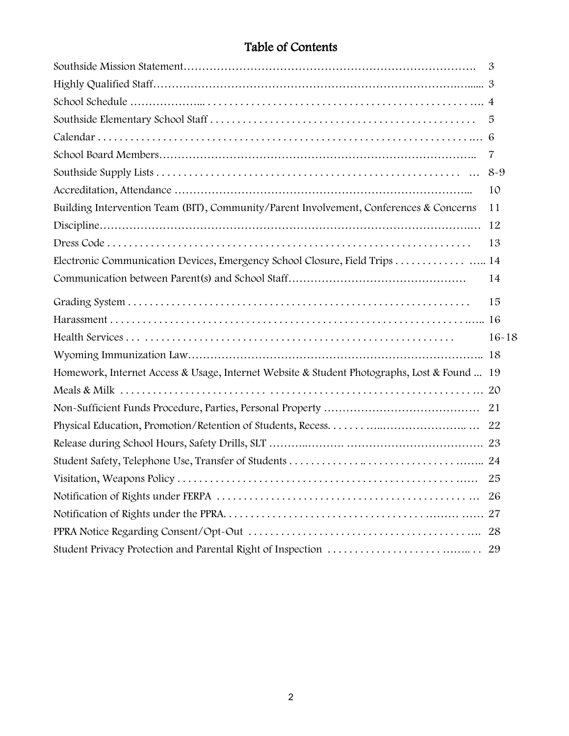## Table of Contents

| | |
|---|---|
| Southside Mission Statement | 3 |
| Highly Qualified Staff | 3 |
| School Schedule | 4 |
| Southside Elementary School Staff | 5 |
| Calendar | 6 |
| School Board Members | 7 |
| Southside Supply Lists | 8-9 |
| Accreditation, Attendance | 10 |
| Building Intervention Team (BIT), Community/Parent Involvement, Conferences & Concerns | 11 |
| Discipline | 12 |
| Dress Code | 13 |
| Electronic Communication Devices, Emergency School Closure, Field Trips | 14 |
| Communication between Parent(s) and School Staff | 14 |
| Grading System | 15 |
| Harassment | 16 |
| Health Services | 16-18 |
| Wyoming Immunization Law | 18 |
| Homework, Internet Access & Usage, Internet Website & Student Photographs, Lost & Found | 19 |
| Meals & Milk | 20 |
| Non-Sufficient Funds Procedure, Parties, Personal Property | 21 |
| Physical Education, Promotion/Retention of Students, Recess | 22 |
| Release during School Hours, Safety Drills, SLT | 23 |
| Student Safety, Telephone Use, Transfer of Students | 24 |
| Visitation, Weapons Policy | 25 |
| Notification of Rights under FERPA | 26 |
| Notification of Rights under the PPRA | 27 |
| PPRA Notice Regarding Consent/Opt-Out | 28 |
| Student Privacy Protection and Parental Right of Inspection | 29 |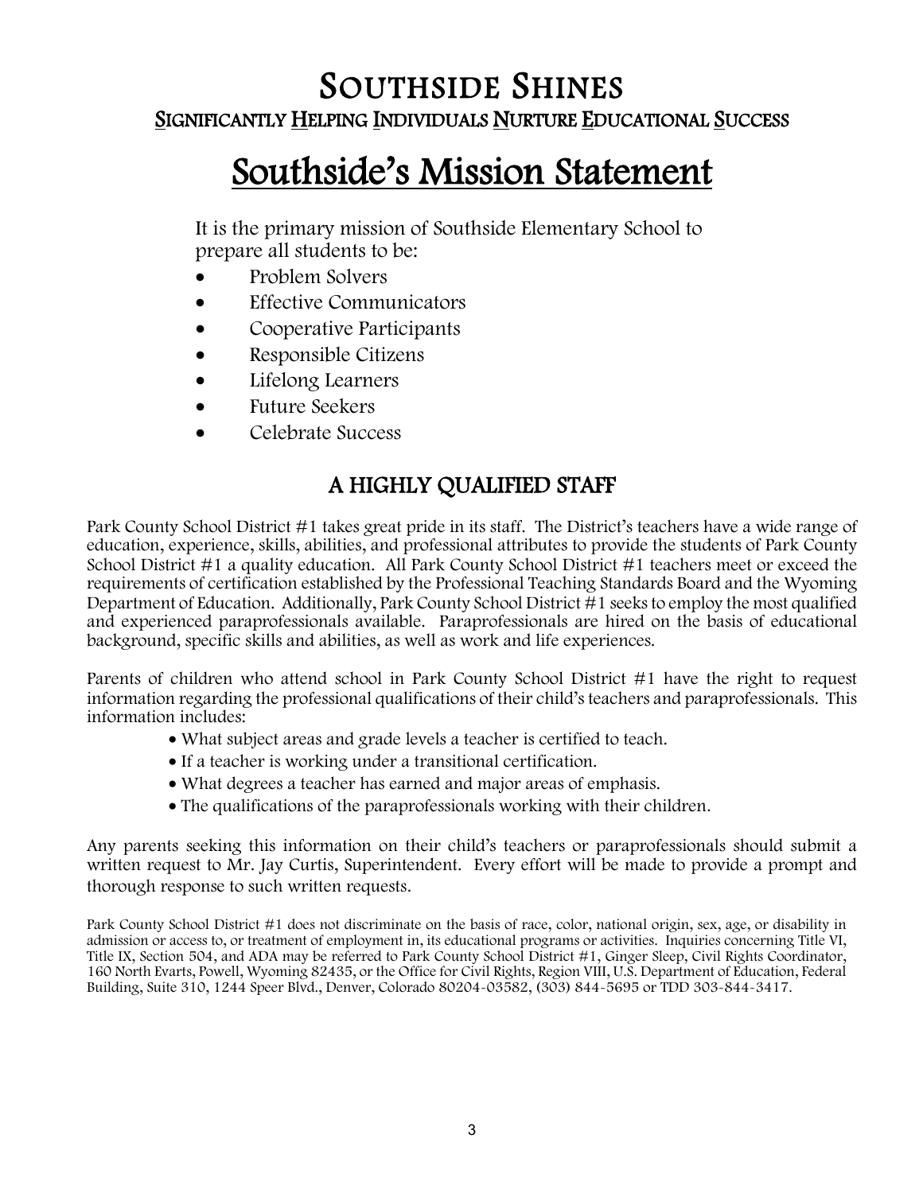# SOUTHSIDE SHINES

**SIGNIFICANTLY HELPING INDIVIDUALS NURTURE EDUCATIONAL SUCCESS**

# Southside's Mission Statement

It is the primary mission of Southside Elementary School to prepare all students to be:

- Problem Solvers
- Effective Communicators
- Cooperative Participants
- Responsible Citizens
- Lifelong Learners
- Future Seekers
- Celebrate Success

## A HIGHLY QUALIFIED STAFF

Park County School District #1 takes great pride in its staff. The District's teachers have a wide range of education, experience, skills, abilities, and professional attributes to provide the students of Park County School District #1 a quality education. All Park County School District #1 teachers meet or exceed the requirements of certification established by the Professional Teaching Standards Board and the Wyoming Department of Education. Additionally, Park County School District #1 seeks to employ the most qualified and experienced paraprofessionals available. Paraprofessionals are hired on the basis of educational background, specific skills and abilities, as well as work and life experiences.

Parents of children who attend school in Park County School District #1 have the right to request information regarding the professional qualifications of their child's teachers and paraprofessionals. This information includes:

- What subject areas and grade levels a teacher is certified to teach.
- If a teacher is working under a transitional certification.
- What degrees a teacher has earned and major areas of emphasis.
- The qualifications of the paraprofessionals working with their children.

Any parents seeking this information on their child's teachers or paraprofessionals should submit a written request to Mr. Jay Curtis, Superintendent. Every effort will be made to provide a prompt and thorough response to such written requests.

Park County School District #1 does not discriminate on the basis of race, color, national origin, sex, age, or disability in admission or access to, or treatment of employment in, its educational programs or activities. Inquiries concerning Title VI, Title IX, Section 504, and ADA may be referred to Park County School District #1, Ginger Sleep, Civil Rights Coordinator, 160 North Evarts, Powell, Wyoming 82435, or the Office for Civil Rights, Region VIII, U.S. Department of Education, Federal Building, Suite 310, 1244 Speer Blvd., Denver, Colorado 80204-03582, (303) 844-5695 or TDD 303-844-3417.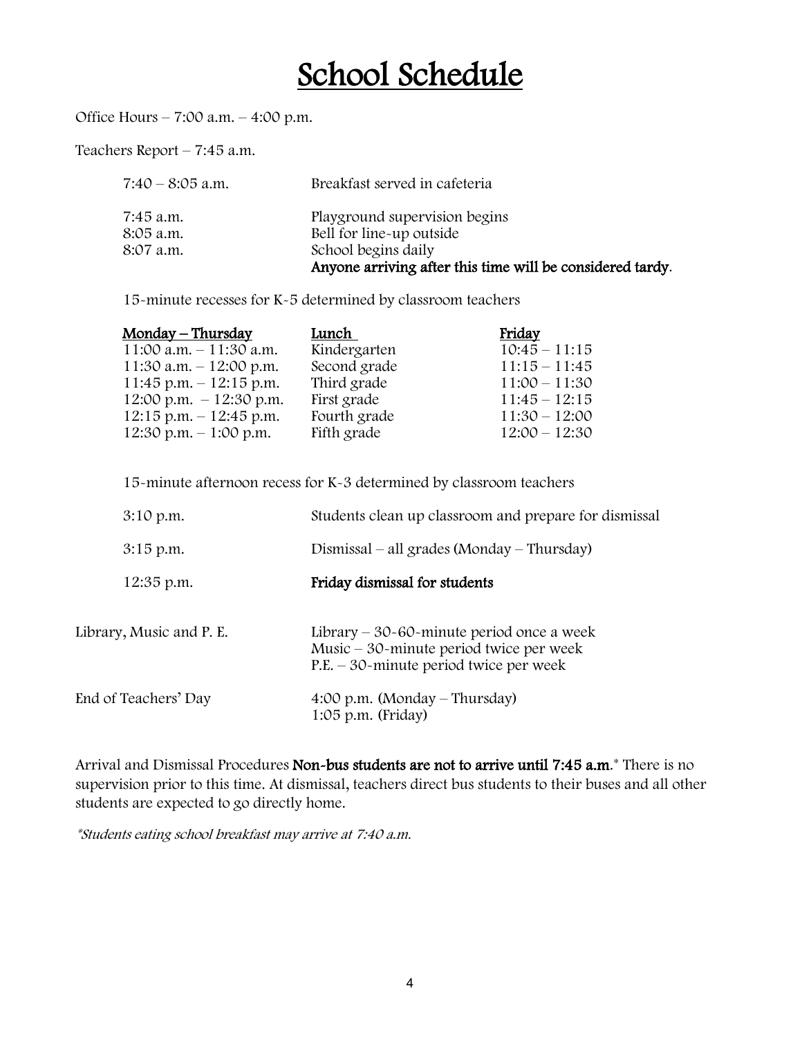# School Schedule

Office Hours – 7:00 a.m. – 4:00 p.m.

Teachers Report – 7:45 a.m.

| | |
|---|---|
| 7:40 – 8:05 a.m. | Breakfast served in cafeteria |
| 7:45 a.m. | Playground supervision begins |
| 8:05 a.m. | Bell for line-up outside |
| 8:07 a.m. | School begins daily<br>**Anyone arriving after this time will be considered tardy**. |

15-minute recesses for K-5 determined by classroom teachers

| Monday – Thursday | Lunch | Friday |
|---|---|---|
| 11:00 a.m. – 11:30 a.m. | Kindergarten | 10:45 – 11:15 |
| 11:30 a.m. – 12:00 p.m. | Second grade | 11:15 – 11:45 |
| 11:45 p.m. – 12:15 p.m. | Third grade | 11:00 – 11:30 |
| 12:00 p.m. – 12:30 p.m. | First grade | 11:45 – 12:15 |
| 12:15 p.m. – 12:45 p.m. | Fourth grade | 11:30 – 12:00 |
| 12:30 p.m. – 1:00 p.m. | Fifth grade | 12:00 – 12:30 |

15-minute afternoon recess for K-3 determined by classroom teachers

| | |
|---|---|
| 3:10 p.m. | Students clean up classroom and prepare for dismissal |
| 3:15 p.m. | Dismissal – all grades (Monday – Thursday) |
| 12:35 p.m. | **Friday dismissal for students** |

| | |
|---|---|
| Library, Music and P. E. | Library – 30-60-minute period once a week<br>Music – 30-minute period twice per week<br>P.E. – 30-minute period twice per week |
| End of Teachers' Day | 4:00 p.m. (Monday – Thursday)<br>1:05 p.m. (Friday) |

Arrival and Dismissal Procedures **Non-bus students are not to arrive until 7:45 a.m.*** There is no supervision prior to this time. At dismissal, teachers direct bus students to their buses and all other students are expected to go directly home.

*\*Students eating school breakfast may arrive at 7:40 a.m.*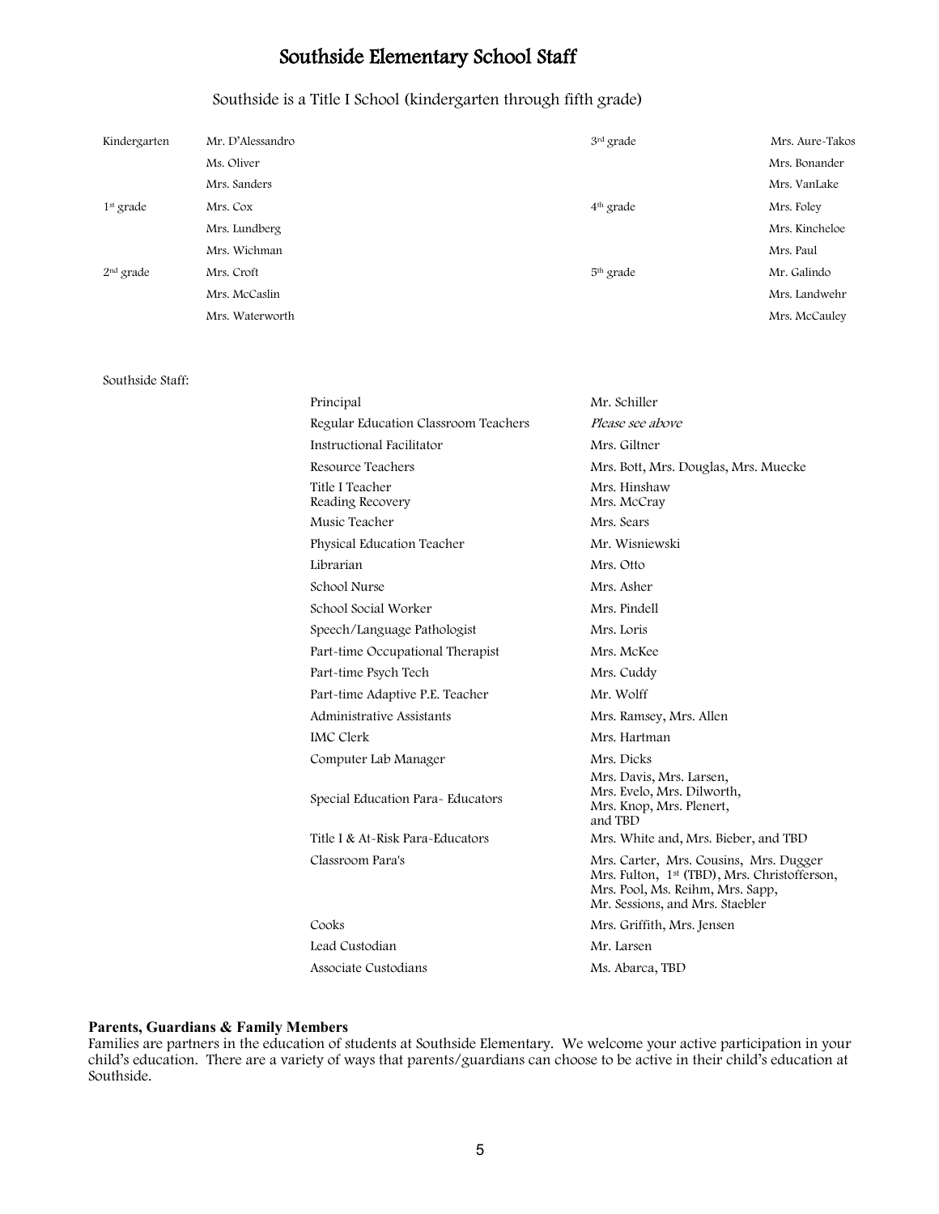# Southside Elementary School Staff

Southside is a Title I School (kindergarten through fifth grade)

| Grade | Teacher | Grade | Teacher |
|---|---|---|---|
| Kindergarten | Mr. D'Alessandro | 3rd grade | Mrs. Aure-Takos |
| | Ms. Oliver | | Mrs. Bonander |
| | Mrs. Sanders | | Mrs. VanLake |
| 1st grade | Mrs. Cox | 4th grade | Mrs. Foley |
| | Mrs. Lundberg | | Mrs. Kincheloe |
| | Mrs. Wichman | | Mrs. Paul |
| 2nd grade | Mrs. Croft | 5th grade | Mr. Galindo |
| | Mrs. McCaslin | | Mrs. Landwehr |
| | Mrs. Waterworth | | Mrs. McCauley |

Southside Staff:

| Position | Staff |
|---|---|
| Principal | Mr. Schiller |
| Regular Education Classroom Teachers | *Please see above* |
| Instructional Facilitator | Mrs. Giltner |
| Resource Teachers | Mrs. Bott, Mrs. Douglas, Mrs. Muecke |
| Title I Teacher<br>Reading Recovery | Mrs. Hinshaw<br>Mrs. McCray |
| Music Teacher | Mrs. Sears |
| Physical Education Teacher | Mr. Wisniewski |
| Librarian | Mrs. Otto |
| School Nurse | Mrs. Asher |
| School Social Worker | Mrs. Pindell |
| Speech/Language Pathologist | Mrs. Loris |
| Part-time Occupational Therapist | Mrs. McKee |
| Part-time Psych Tech | Mrs. Cuddy |
| Part-time Adaptive P.E. Teacher | Mr. Wolff |
| Administrative Assistants | Mrs. Ramsey, Mrs. Allen |
| IMC Clerk | Mrs. Hartman |
| Computer Lab Manager | Mrs. Dicks |
| Special Education Para- Educators | Mrs. Davis, Mrs. Larsen, Mrs. Evelo, Mrs. Dilworth, Mrs. Knop, Mrs. Plenert, and TBD |
| Title I & At-Risk Para-Educators | Mrs. White and, Mrs. Bieber, and TBD |
| Classroom Para's | Mrs. Carter, Mrs. Cousins, Mrs. Dugger Mrs. Fulton, 1st (TBD), Mrs. Christofferson, Mrs. Pool, Ms. Reihm, Mrs. Sapp, Mr. Sessions, and Mrs. Staebler |
| Cooks | Mrs. Griffith, Mrs. Jensen |
| Lead Custodian | Mr. Larsen |
| Associate Custodians | Ms. Abarca, TBD |

**Parents, Guardians & Family Members**

Families are partners in the education of students at Southside Elementary. We welcome your active participation in your child's education. There are a variety of ways that parents/guardians can choose to be active in their child's education at Southside.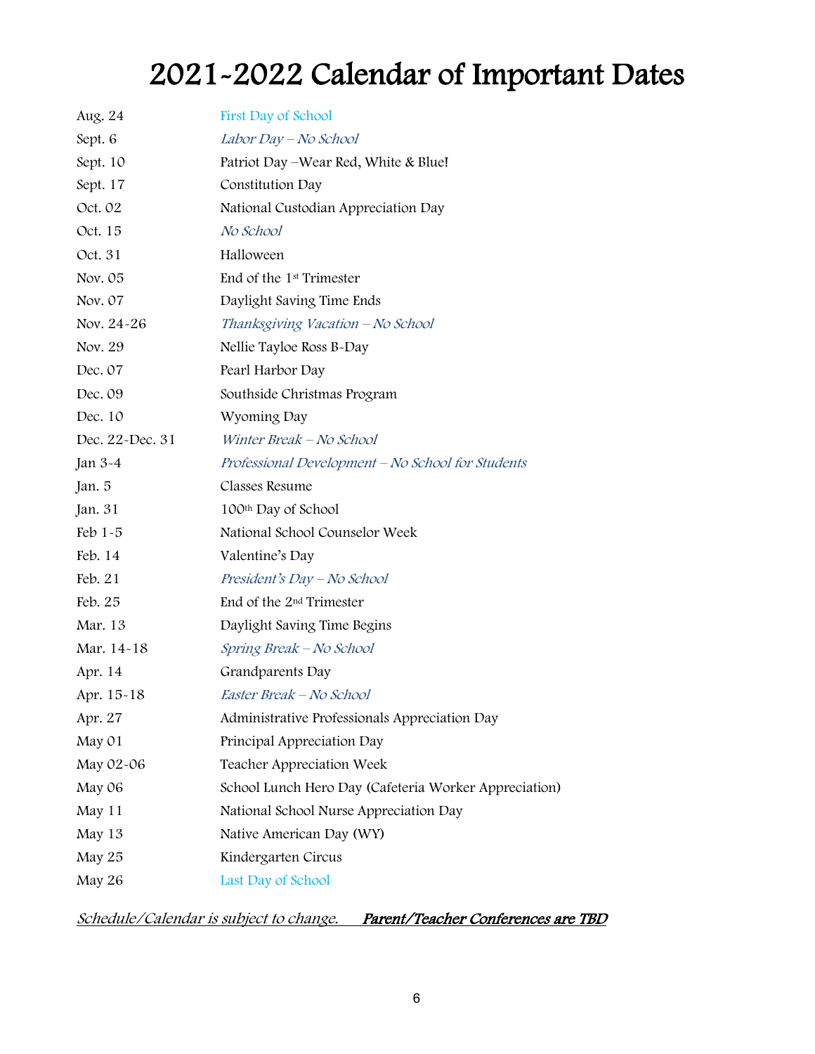# 2021-2022 Calendar of Important Dates

| | |
|---|---|
| Aug. 24 | First Day of School |
| Sept. 6 | *Labor Day – No School* |
| Sept. 10 | Patriot Day –Wear Red, White & Blue! |
| Sept. 17 | Constitution Day |
| Oct. 02 | National Custodian Appreciation Day |
| Oct. 15 | *No School* |
| Oct. 31 | Halloween |
| Nov. 05 | End of the 1st Trimester |
| Nov. 07 | Daylight Saving Time Ends |
| Nov. 24-26 | *Thanksgiving Vacation – No School* |
| Nov. 29 | Nellie Tayloe Ross B-Day |
| Dec. 07 | Pearl Harbor Day |
| Dec. 09 | Southside Christmas Program |
| Dec. 10 | Wyoming Day |
| Dec. 22-Dec. 31 | *Winter Break – No School* |
| Jan 3-4 | *Professional Development – No School for Students* |
| Jan. 5 | Classes Resume |
| Jan. 31 | 100th Day of School |
| Feb 1-5 | National School Counselor Week |
| Feb. 14 | Valentine's Day |
| Feb. 21 | *President's Day – No School* |
| Feb. 25 | End of the 2nd Trimester |
| Mar. 13 | Daylight Saving Time Begins |
| Mar. 14-18 | *Spring Break – No School* |
| Apr. 14 | Grandparents Day |
| Apr. 15-18 | *Easter Break – No School* |
| Apr. 27 | Administrative Professionals Appreciation Day |
| May 01 | Principal Appreciation Day |
| May 02-06 | Teacher Appreciation Week |
| May 06 | School Lunch Hero Day (Cafeteria Worker Appreciation) |
| May 11 | National School Nurse Appreciation Day |
| May 13 | Native American Day (WY) |
| May 25 | Kindergarten Circus |
| May 26 | Last Day of School |

*Schedule/Calendar is subject to change.* ***Parent/Teacher Conferences are TBD***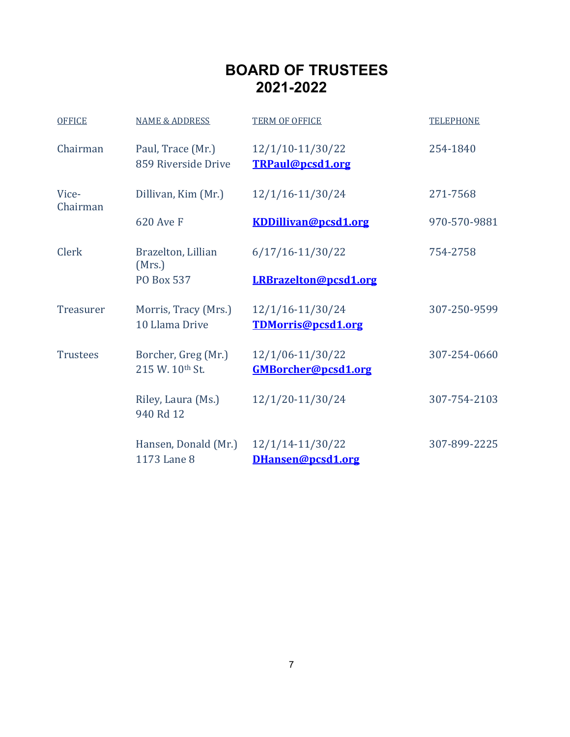# BOARD OF TRUSTEES
# 2021-2022

| OFFICE | NAME & ADDRESS | TERM OF OFFICE | TELEPHONE |
|---|---|---|---|
| Chairman | Paul, Trace (Mr.)<br>859 Riverside Drive | 12/1/10-11/30/22<br>**TRPaul@pcsd1.org** | 254-1840 |
| Vice-Chairman | Dillivan, Kim (Mr.)<br>620 Ave F | 12/1/16-11/30/24<br>**KDDillivan@pcsd1.org** | 271-7568<br>970-570-9881 |
| Clerk | Brazelton, Lillian (Mrs.)<br>PO Box 537 | 6/17/16-11/30/22<br>**LRBrazelton@pcsd1.org** | 754-2758 |
| Treasurer | Morris, Tracy (Mrs.)<br>10 Llama Drive | 12/1/16-11/30/24<br>**TDMorris@pcsd1.org** | 307-250-9599 |
| Trustees | Borcher, Greg (Mr.)<br>215 W. 10th St. | 12/1/06-11/30/22<br>**GMBorcher@pcsd1.org** | 307-254-0660 |
| | Riley, Laura (Ms.)<br>940 Rd 12 | 12/1/20-11/30/24 | 307-754-2103 |
| | Hansen, Donald (Mr.)<br>1173 Lane 8 | 12/1/14-11/30/22<br>**DHansen@pcsd1.org** | 307-899-2225 |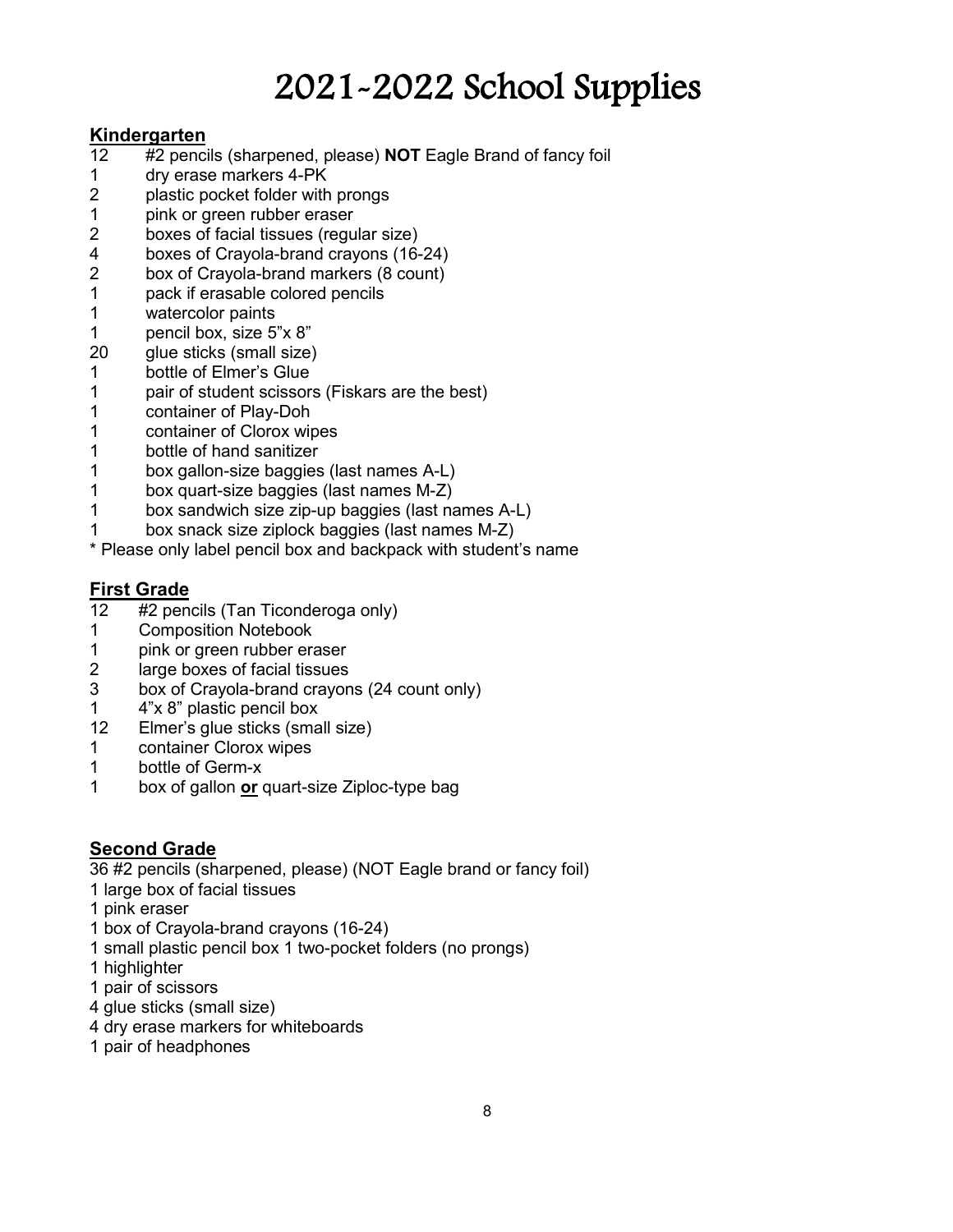# 2021-2022 School Supplies

**Kindergarten**

12 #2 pencils (sharpened, please) **NOT** Eagle Brand of fancy foil
1 dry erase markers 4-PK
2 plastic pocket folder with prongs
1 pink or green rubber eraser
2 boxes of facial tissues (regular size)
4 boxes of Crayola-brand crayons (16-24)
2 box of Crayola-brand markers (8 count)
1 pack if erasable colored pencils
1 watercolor paints
1 pencil box, size 5"x 8"
20 glue sticks (small size)
1 bottle of Elmer's Glue
1 pair of student scissors (Fiskars are the best)
1 container of Play-Doh
1 container of Clorox wipes
1 bottle of hand sanitizer
1 box gallon-size baggies (last names A-L)
1 box quart-size baggies (last names M-Z)
1 box sandwich size zip-up baggies (last names A-L)
1 box snack size ziplock baggies (last names M-Z)
* Please only label pencil box and backpack with student's name

**First Grade**

12 #2 pencils (Tan Ticonderoga only)
1 Composition Notebook
1 pink or green rubber eraser
2 large boxes of facial tissues
3 box of Crayola-brand crayons (24 count only)
1 4"x 8" plastic pencil box
12 Elmer's glue sticks (small size)
1 container Clorox wipes
1 bottle of Germ-x
1 box of gallon **or** quart-size Ziploc-type bag

**Second Grade**

36 #2 pencils (sharpened, please) (NOT Eagle brand or fancy foil)
1 large box of facial tissues
1 pink eraser
1 box of Crayola-brand crayons (16-24)
1 small plastic pencil box 1 two-pocket folders (no prongs)
1 highlighter
1 pair of scissors
4 glue sticks (small size)
4 dry erase markers for whiteboards
1 pair of headphones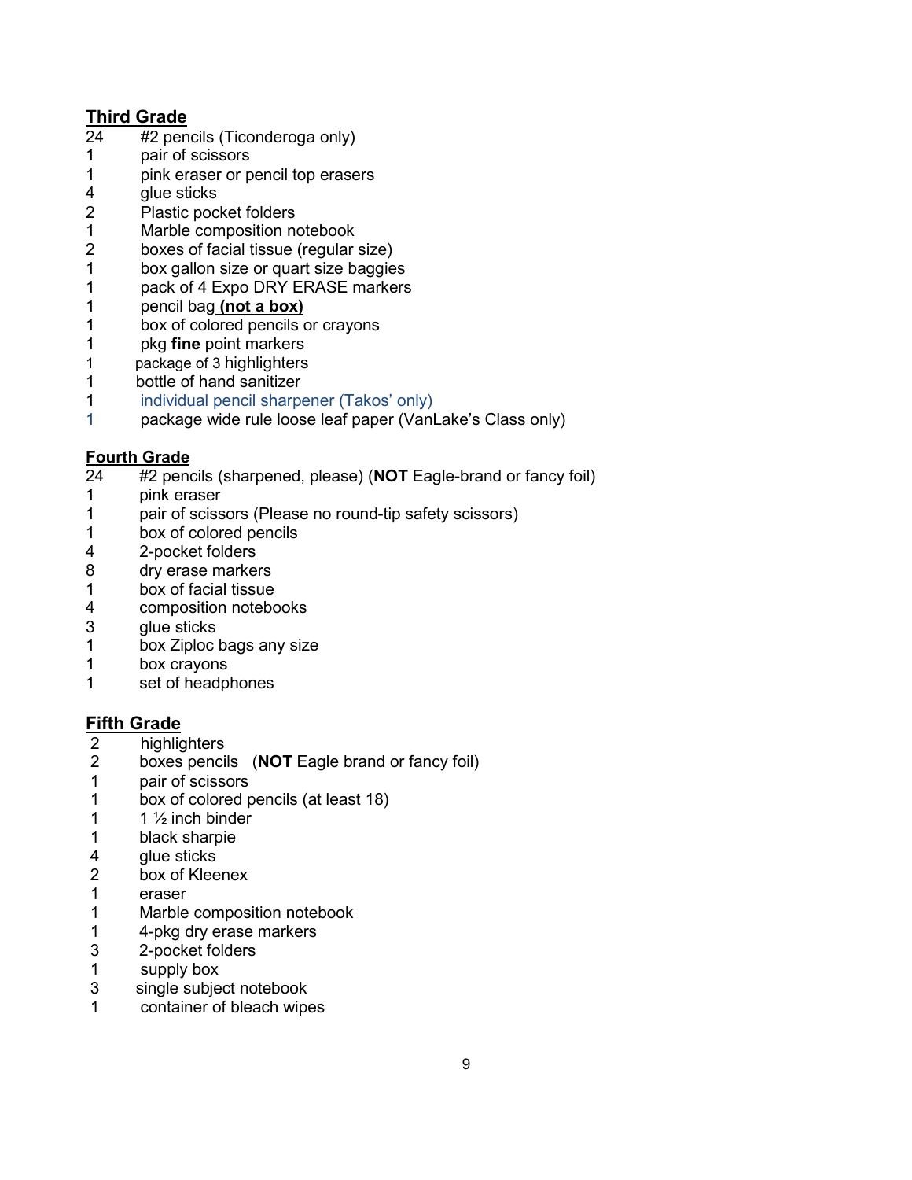## Third Grade

24 #2 pencils (Ticonderoga only)
1 pair of scissors
1 pink eraser or pencil top erasers
4 glue sticks
2 Plastic pocket folders
1 Marble composition notebook
2 boxes of facial tissue (regular size)
1 box gallon size or quart size baggies
1 pack of 4 Expo DRY ERASE markers
1 pencil bag **(not a box)**
1 box of colored pencils or crayons
1 pkg **fine** point markers
1 package of 3 highlighters
1 bottle of hand sanitizer
1 individual pencil sharpener (Takos' only)
1 package wide rule loose leaf paper (VanLake's Class only)

## Fourth Grade

24 #2 pencils (sharpened, please) (**NOT** Eagle-brand or fancy foil)
1 pink eraser
1 pair of scissors (Please no round-tip safety scissors)
1 box of colored pencils
4 2-pocket folders
8 dry erase markers
1 box of facial tissue
4 composition notebooks
3 glue sticks
1 box Ziploc bags any size
1 box crayons
1 set of headphones

## Fifth Grade

2 highlighters
2 boxes pencils (**NOT** Eagle brand or fancy foil)
1 pair of scissors
1 box of colored pencils (at least 18)
1 1 ½ inch binder
1 black sharpie
4 glue sticks
2 box of Kleenex
1 eraser
1 Marble composition notebook
1 4-pkg dry erase markers
3 2-pocket folders
1 supply box
3 single subject notebook
1 container of bleach wipes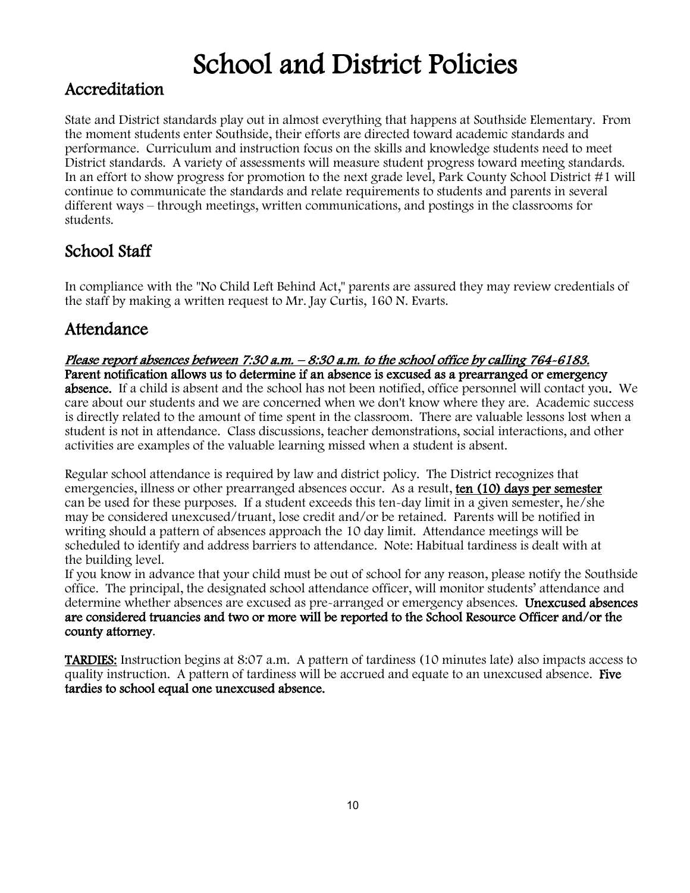# School and District Policies

## Accreditation

State and District standards play out in almost everything that happens at Southside Elementary. From the moment students enter Southside, their efforts are directed toward academic standards and performance. Curriculum and instruction focus on the skills and knowledge students need to meet District standards. A variety of assessments will measure student progress toward meeting standards. In an effort to show progress for promotion to the next grade level, Park County School District #1 will continue to communicate the standards and relate requirements to students and parents in several different ways – through meetings, written communications, and postings in the classrooms for students.

## School Staff

In compliance with the "No Child Left Behind Act," parents are assured they may review credentials of the staff by making a written request to Mr. Jay Curtis, 160 N. Evarts.

## Attendance

***Please report absences between 7:30 a.m. – 8:30 a.m. to the school office by calling 764-6183.***
**Parent notification allows us to determine if an absence is excused as a prearranged or emergency absence.** If a child is absent and the school has not been notified, office personnel will contact you. We care about our students and we are concerned when we don't know where they are. Academic success is directly related to the amount of time spent in the classroom. There are valuable lessons lost when a student is not in attendance. Class discussions, teacher demonstrations, social interactions, and other activities are examples of the valuable learning missed when a student is absent.

Regular school attendance is required by law and district policy. The District recognizes that emergencies, illness or other prearranged absences occur. As a result, **ten (10) days per semester** can be used for these purposes. If a student exceeds this ten-day limit in a given semester, he/she may be considered unexcused/truant, lose credit and/or be retained. Parents will be notified in writing should a pattern of absences approach the 10 day limit. Attendance meetings will be scheduled to identify and address barriers to attendance. Note: Habitual tardiness is dealt with at the building level.
If you know in advance that your child must be out of school for any reason, please notify the Southside office. The principal, the designated school attendance officer, will monitor students' attendance and determine whether absences are excused as pre-arranged or emergency absences. **Unexcused absences are considered truancies and two or more will be reported to the School Resource Officer and/or the county attorney**.

**TARDIES:** Instruction begins at 8:07 a.m. A pattern of tardiness (10 minutes late) also impacts access to quality instruction. A pattern of tardiness will be accrued and equate to an unexcused absence. **Five tardies to school equal one unexcused absence.**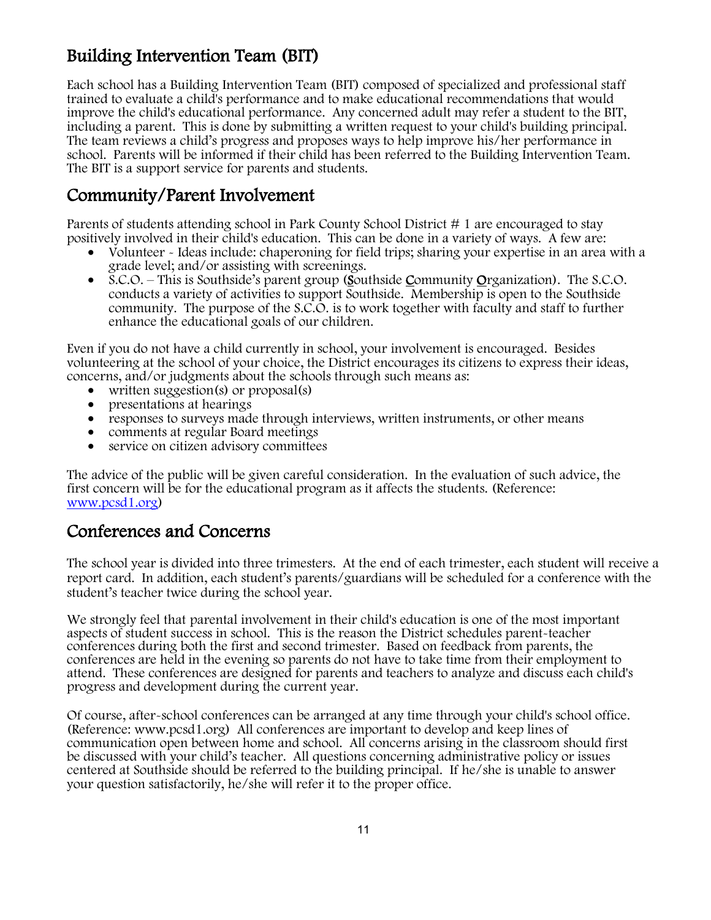## Building Intervention Team (BIT)

Each school has a Building Intervention Team (BIT) composed of specialized and professional staff trained to evaluate a child's performance and to make educational recommendations that would improve the child's educational performance. Any concerned adult may refer a student to the BIT, including a parent. This is done by submitting a written request to your child's building principal. The team reviews a child's progress and proposes ways to help improve his/her performance in school. Parents will be informed if their child has been referred to the Building Intervention Team. The BIT is a support service for parents and students.

## Community/Parent Involvement

Parents of students attending school in Park County School District # 1 are encouraged to stay positively involved in their child's education. This can be done in a variety of ways. A few are:

- Volunteer - Ideas include: chaperoning for field trips; sharing your expertise in an area with a grade level; and/or assisting with screenings.
- S.C.O. – This is Southside's parent group (**S**outhside **C**ommunity **O**rganization). The S.C.O. conducts a variety of activities to support Southside. Membership is open to the Southside community. The purpose of the S.C.O. is to work together with faculty and staff to further enhance the educational goals of our children.

Even if you do not have a child currently in school, your involvement is encouraged. Besides volunteering at the school of your choice, the District encourages its citizens to express their ideas, concerns, and/or judgments about the schools through such means as:

- written suggestion(s) or proposal(s)
- presentations at hearings
- responses to surveys made through interviews, written instruments, or other means
- comments at regular Board meetings
- service on citizen advisory committees

The advice of the public will be given careful consideration. In the evaluation of such advice, the first concern will be for the educational program as it affects the students. (Reference: [www.pcsd1.org](http://www.pcsd1.org))

## Conferences and Concerns

The school year is divided into three trimesters. At the end of each trimester, each student will receive a report card. In addition, each student's parents/guardians will be scheduled for a conference with the student's teacher twice during the school year.

We strongly feel that parental involvement in their child's education is one of the most important aspects of student success in school. This is the reason the District schedules parent-teacher conferences during both the first and second trimester. Based on feedback from parents, the conferences are held in the evening so parents do not have to take time from their employment to attend. These conferences are designed for parents and teachers to analyze and discuss each child's progress and development during the current year.

Of course, after-school conferences can be arranged at any time through your child's school office. (Reference: www.pcsd1.org) All conferences are important to develop and keep lines of communication open between home and school. All concerns arising in the classroom should first be discussed with your child's teacher. All questions concerning administrative policy or issues centered at Southside should be referred to the building principal. If he/she is unable to answer your question satisfactorily, he/she will refer it to the proper office.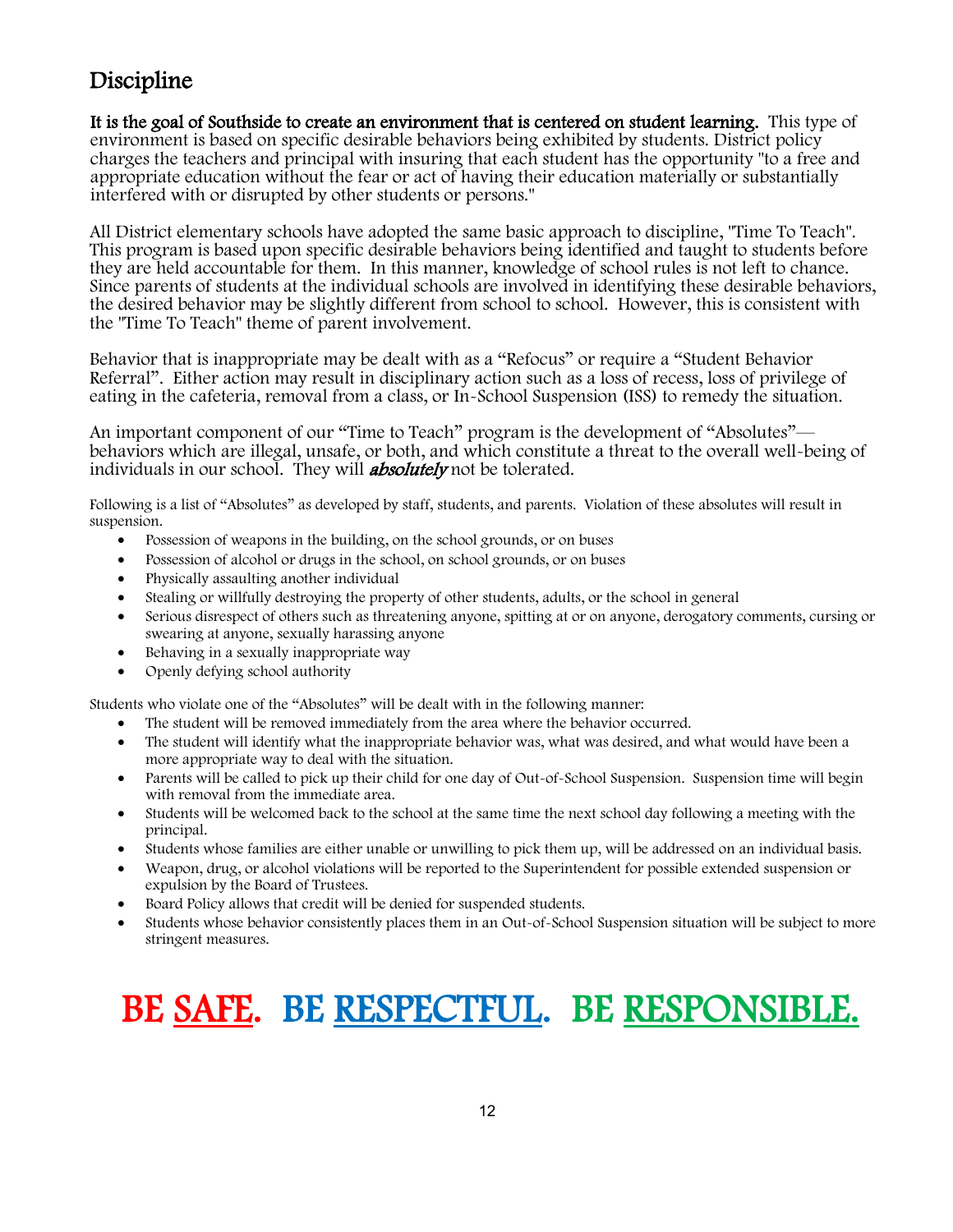## Discipline

**It is the goal of Southside to create an environment that is centered on student learning.** This type of environment is based on specific desirable behaviors being exhibited by students. District policy charges the teachers and principal with insuring that each student has the opportunity "to a free and appropriate education without the fear or act of having their education materially or substantially interfered with or disrupted by other students or persons."

All District elementary schools have adopted the same basic approach to discipline, "Time To Teach". This program is based upon specific desirable behaviors being identified and taught to students before they are held accountable for them. In this manner, knowledge of school rules is not left to chance. Since parents of students at the individual schools are involved in identifying these desirable behaviors, the desired behavior may be slightly different from school to school. However, this is consistent with the "Time To Teach" theme of parent involvement.

Behavior that is inappropriate may be dealt with as a "Refocus" or require a "Student Behavior Referral". Either action may result in disciplinary action such as a loss of recess, loss of privilege of eating in the cafeteria, removal from a class, or In-School Suspension (ISS) to remedy the situation.

An important component of our "Time to Teach" program is the development of "Absolutes"—behaviors which are illegal, unsafe, or both, and which constitute a threat to the overall well-being of individuals in our school. They will ***absolutely*** not be tolerated.

Following is a list of "Absolutes" as developed by staff, students, and parents. Violation of these absolutes will result in suspension.

- Possession of weapons in the building, on the school grounds, or on buses
- Possession of alcohol or drugs in the school, on school grounds, or on buses
- Physically assaulting another individual
- Stealing or willfully destroying the property of other students, adults, or the school in general
- Serious disrespect of others such as threatening anyone, spitting at or on anyone, derogatory comments, cursing or swearing at anyone, sexually harassing anyone
- Behaving in a sexually inappropriate way
- Openly defying school authority

Students who violate one of the "Absolutes" will be dealt with in the following manner:

- The student will be removed immediately from the area where the behavior occurred.
- The student will identify what the inappropriate behavior was, what was desired, and what would have been a more appropriate way to deal with the situation.
- Parents will be called to pick up their child for one day of Out-of-School Suspension. Suspension time will begin with removal from the immediate area.
- Students will be welcomed back to the school at the same time the next school day following a meeting with the principal.
- Students whose families are either unable or unwilling to pick them up, will be addressed on an individual basis.
- Weapon, drug, or alcohol violations will be reported to the Superintendent for possible extended suspension or expulsion by the Board of Trustees.
- Board Policy allows that credit will be denied for suspended students.
- Students whose behavior consistently places them in an Out-of-School Suspension situation will be subject to more stringent measures.

# BE SAFE. BE RESPECTFUL. BE RESPONSIBLE.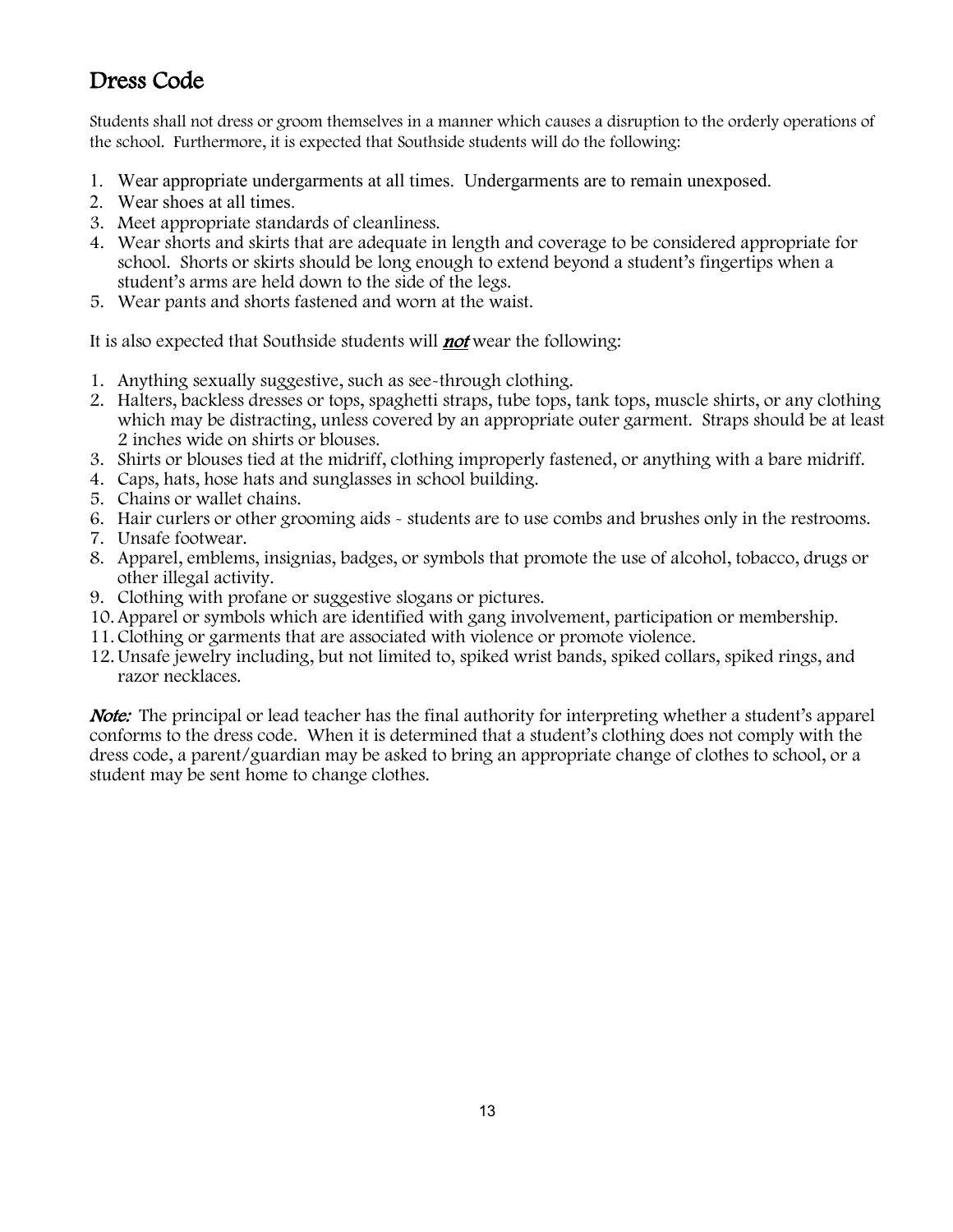## Dress Code

Students shall not dress or groom themselves in a manner which causes a disruption to the orderly operations of the school. Furthermore, it is expected that Southside students will do the following:

1. Wear appropriate undergarments at all times. Undergarments are to remain unexposed.
2. Wear shoes at all times.
3. Meet appropriate standards of cleanliness.
4. Wear shorts and skirts that are adequate in length and coverage to be considered appropriate for school. Shorts or skirts should be long enough to extend beyond a student's fingertips when a student's arms are held down to the side of the legs.
5. Wear pants and shorts fastened and worn at the waist.

It is also expected that Southside students will ***not*** wear the following:

1. Anything sexually suggestive, such as see-through clothing.
2. Halters, backless dresses or tops, spaghetti straps, tube tops, tank tops, muscle shirts, or any clothing which may be distracting, unless covered by an appropriate outer garment. Straps should be at least 2 inches wide on shirts or blouses.
3. Shirts or blouses tied at the midriff, clothing improperly fastened, or anything with a bare midriff.
4. Caps, hats, hose hats and sunglasses in school building.
5. Chains or wallet chains.
6. Hair curlers or other grooming aids - students are to use combs and brushes only in the restrooms.
7. Unsafe footwear.
8. Apparel, emblems, insignias, badges, or symbols that promote the use of alcohol, tobacco, drugs or other illegal activity.
9. Clothing with profane or suggestive slogans or pictures.
10. Apparel or symbols which are identified with gang involvement, participation or membership.
11. Clothing or garments that are associated with violence or promote violence.
12. Unsafe jewelry including, but not limited to, spiked wrist bands, spiked collars, spiked rings, and razor necklaces.

***Note:*** The principal or lead teacher has the final authority for interpreting whether a student's apparel conforms to the dress code. When it is determined that a student's clothing does not comply with the dress code, a parent/guardian may be asked to bring an appropriate change of clothes to school, or a student may be sent home to change clothes.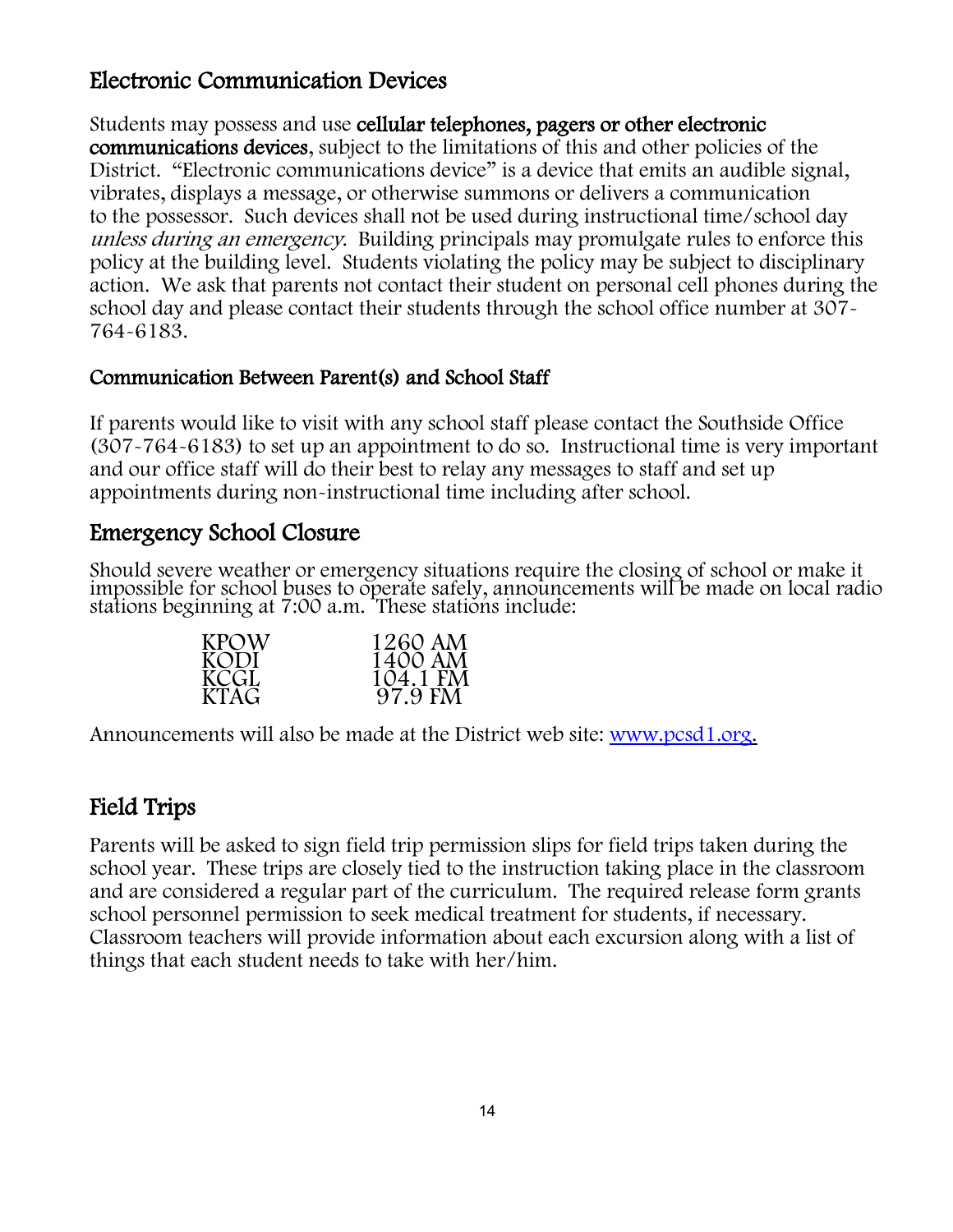## Electronic Communication Devices

Students may possess and use **cellular telephones, pagers or other electronic communications devices**, subject to the limitations of this and other policies of the District. "Electronic communications device" is a device that emits an audible signal, vibrates, displays a message, or otherwise summons or delivers a communication to the possessor. Such devices shall not be used during instructional time/school day *unless during an emergency*. Building principals may promulgate rules to enforce this policy at the building level. Students violating the policy may be subject to disciplinary action. We ask that parents not contact their student on personal cell phones during the school day and please contact their students through the school office number at 307-764-6183.

### Communication Between Parent(s) and School Staff

If parents would like to visit with any school staff please contact the Southside Office (307-764-6183) to set up an appointment to do so. Instructional time is very important and our office staff will do their best to relay any messages to staff and set up appointments during non-instructional time including after school.

## Emergency School Closure

Should severe weather or emergency situations require the closing of school or make it impossible for school buses to operate safely, announcements will be made on local radio stations beginning at 7:00 a.m. These stations include:

| | |
|---|---|
| KPOW | 1260 AM |
| KODI | 1400 AM |
| KCGL | 104.1 FM |
| KTAG | 97.9 FM |

Announcements will also be made at the District web site: www.pcsd1.org.

## Field Trips

Parents will be asked to sign field trip permission slips for field trips taken during the school year. These trips are closely tied to the instruction taking place in the classroom and are considered a regular part of the curriculum. The required release form grants school personnel permission to seek medical treatment for students, if necessary. Classroom teachers will provide information about each excursion along with a list of things that each student needs to take with her/him.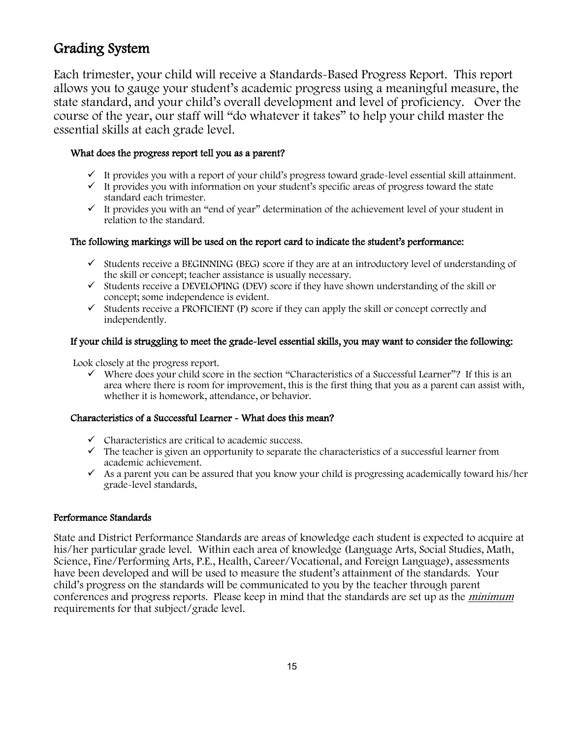## Grading System

Each trimester, your child will receive a Standards-Based Progress Report. This report allows you to gauge your student's academic progress using a meaningful measure, the state standard, and your child's overall development and level of proficiency. Over the course of the year, our staff will "do whatever it takes" to help your child master the essential skills at each grade level.

### What does the progress report tell you as a parent?

- ✓ It provides you with a report of your child's progress toward grade-level essential skill attainment.
- ✓ It provides you with information on your student's specific areas of progress toward the state standard each trimester.
- ✓ It provides you with an "end of year" determination of the achievement level of your student in relation to the standard.

### The following markings will be used on the report card to indicate the student's performance:

- ✓ Students receive a BEGINNING (BEG) score if they are at an introductory level of understanding of the skill or concept; teacher assistance is usually necessary.
- ✓ Students receive a DEVELOPING (DEV) score if they have shown understanding of the skill or concept; some independence is evident.
- ✓ Students receive a PROFICIENT (P) score if they can apply the skill or concept correctly and independently.

### If your child is struggling to meet the grade-level essential skills, you may want to consider the following:

Look closely at the progress report.

- ✓ Where does your child score in the section "Characteristics of a Successful Learner"? If this is an area where there is room for improvement, this is the first thing that you as a parent can assist with, whether it is homework, attendance, or behavior.

### Characteristics of a Successful Learner - What does this mean?

- ✓ Characteristics are critical to academic success.
- ✓ The teacher is given an opportunity to separate the characteristics of a successful learner from academic achievement.
- ✓ As a parent you can be assured that you know your child is progressing academically toward his/her grade-level standards.

### Performance Standards

State and District Performance Standards are areas of knowledge each student is expected to acquire at his/her particular grade level. Within each area of knowledge (Language Arts, Social Studies, Math, Science, Fine/Performing Arts, P.E., Health, Career/Vocational, and Foreign Language), assessments have been developed and will be used to measure the student's attainment of the standards. Your child's progress on the standards will be communicated to you by the teacher through parent conferences and progress reports. Please keep in mind that the standards are set up as the ***minimum*** requirements for that subject/grade level.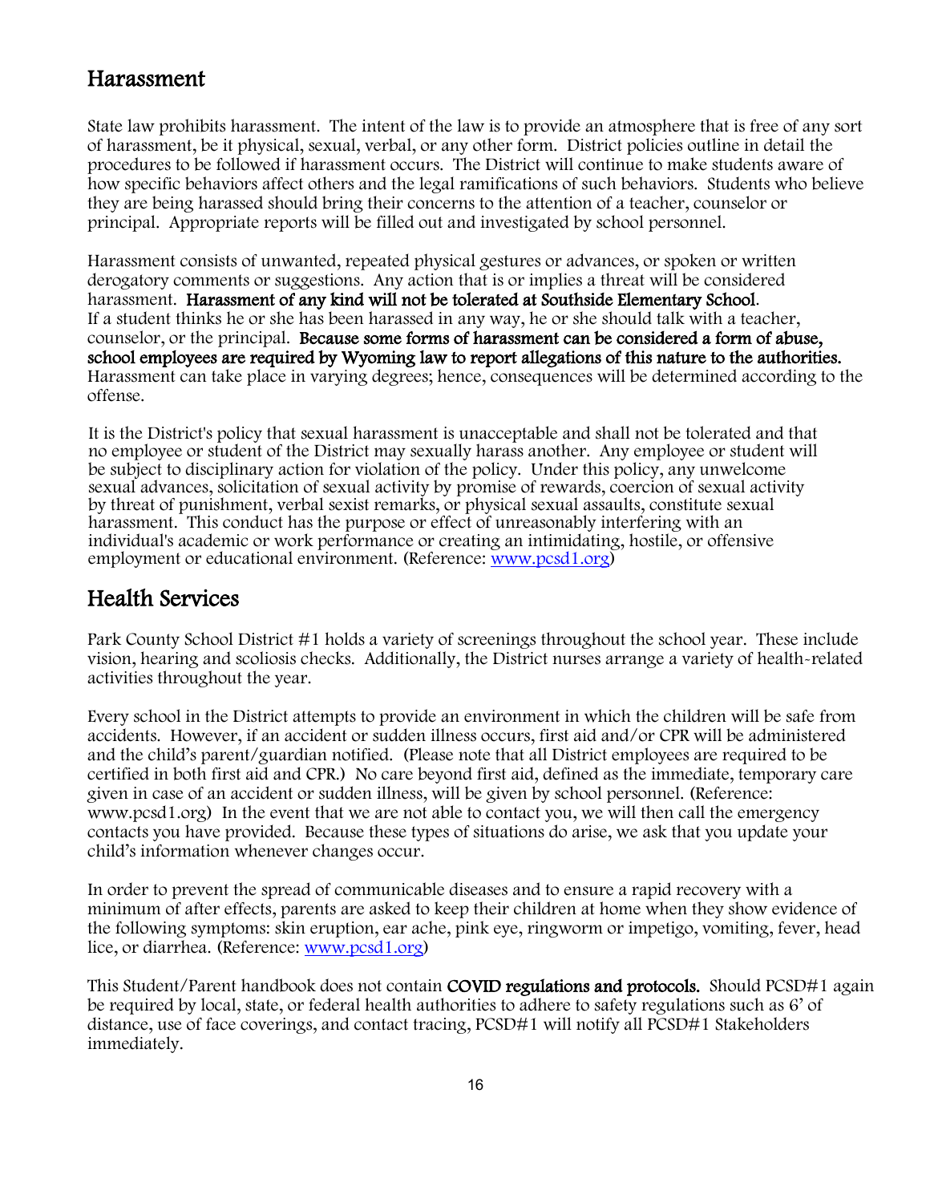## Harassment

State law prohibits harassment. The intent of the law is to provide an atmosphere that is free of any sort of harassment, be it physical, sexual, verbal, or any other form. District policies outline in detail the procedures to be followed if harassment occurs. The District will continue to make students aware of how specific behaviors affect others and the legal ramifications of such behaviors. Students who believe they are being harassed should bring their concerns to the attention of a teacher, counselor or principal. Appropriate reports will be filled out and investigated by school personnel.

Harassment consists of unwanted, repeated physical gestures or advances, or spoken or written derogatory comments or suggestions. Any action that is or implies a threat will be considered harassment. **Harassment of any kind will not be tolerated at Southside Elementary School**. If a student thinks he or she has been harassed in any way, he or she should talk with a teacher, counselor, or the principal. **Because some forms of harassment can be considered a form of abuse, school employees are required by Wyoming law to report allegations of this nature to the authorities.** Harassment can take place in varying degrees; hence, consequences will be determined according to the offense.

It is the District's policy that sexual harassment is unacceptable and shall not be tolerated and that no employee or student of the District may sexually harass another. Any employee or student will be subject to disciplinary action for violation of the policy. Under this policy, any unwelcome sexual advances, solicitation of sexual activity by promise of rewards, coercion of sexual activity by threat of punishment, verbal sexist remarks, or physical sexual assaults, constitute sexual harassment. This conduct has the purpose or effect of unreasonably interfering with an individual's academic or work performance or creating an intimidating, hostile, or offensive employment or educational environment. (Reference: www.pcsd1.org)

## Health Services

Park County School District #1 holds a variety of screenings throughout the school year. These include vision, hearing and scoliosis checks. Additionally, the District nurses arrange a variety of health-related activities throughout the year.

Every school in the District attempts to provide an environment in which the children will be safe from accidents. However, if an accident or sudden illness occurs, first aid and/or CPR will be administered and the child's parent/guardian notified. (Please note that all District employees are required to be certified in both first aid and CPR.) No care beyond first aid, defined as the immediate, temporary care given in case of an accident or sudden illness, will be given by school personnel. (Reference: www.pcsd1.org) In the event that we are not able to contact you, we will then call the emergency contacts you have provided. Because these types of situations do arise, we ask that you update your child's information whenever changes occur.

In order to prevent the spread of communicable diseases and to ensure a rapid recovery with a minimum of after effects, parents are asked to keep their children at home when they show evidence of the following symptoms: skin eruption, ear ache, pink eye, ringworm or impetigo, vomiting, fever, head lice, or diarrhea. (Reference: www.pcsd1.org)

This Student/Parent handbook does not contain **COVID regulations and protocols.** Should PCSD#1 again be required by local, state, or federal health authorities to adhere to safety regulations such as 6' of distance, use of face coverings, and contact tracing, PCSD#1 will notify all PCSD#1 Stakeholders immediately.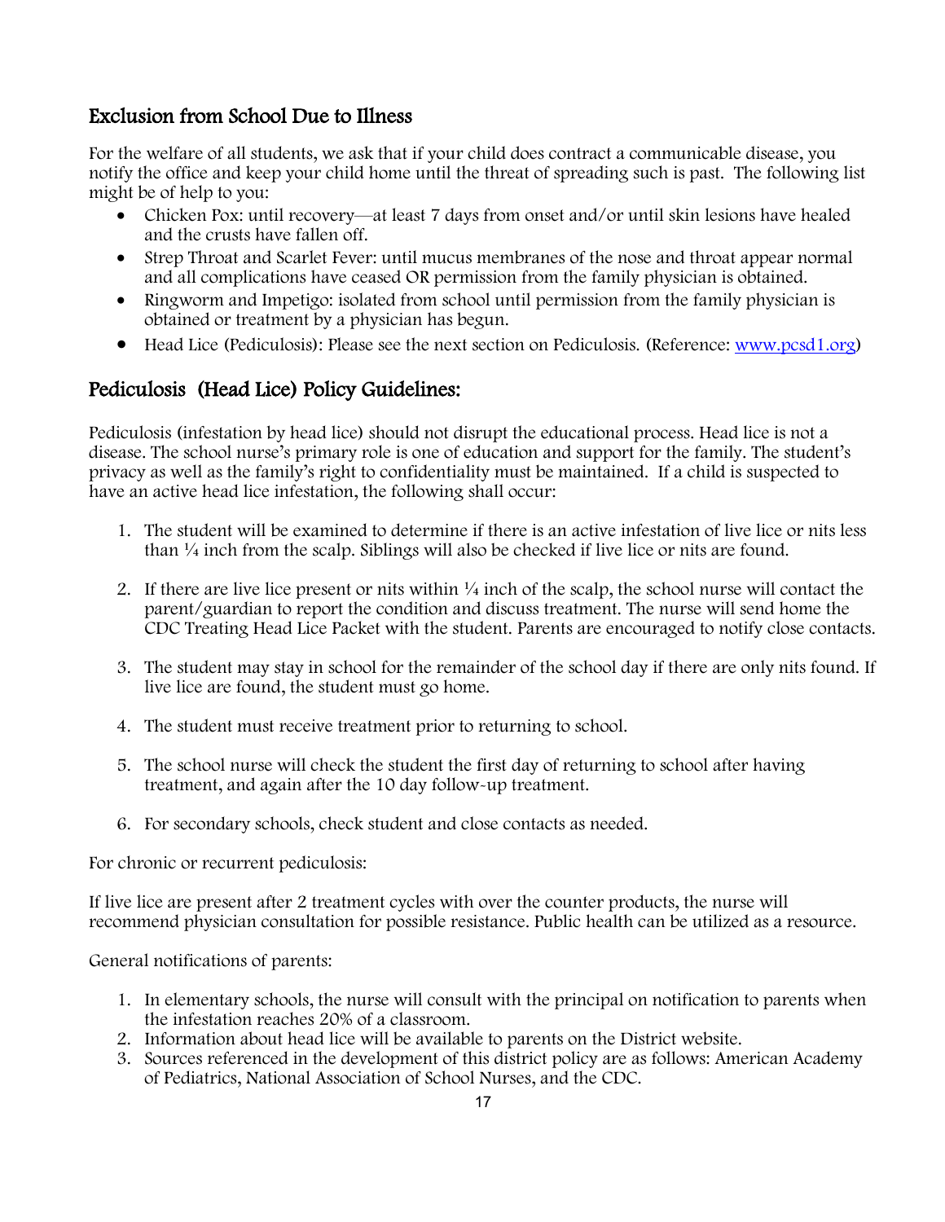## Exclusion from School Due to Illness

For the welfare of all students, we ask that if your child does contract a communicable disease, you notify the office and keep your child home until the threat of spreading such is past. The following list might be of help to you:

- Chicken Pox: until recovery—at least 7 days from onset and/or until skin lesions have healed and the crusts have fallen off.
- Strep Throat and Scarlet Fever: until mucus membranes of the nose and throat appear normal and all complications have ceased OR permission from the family physician is obtained.
- Ringworm and Impetigo: isolated from school until permission from the family physician is obtained or treatment by a physician has begun.
- Head Lice (Pediculosis): Please see the next section on Pediculosis. (Reference: [www.pcsd1.org](http://www.pcsd1.org))

## Pediculosis (Head Lice) Policy Guidelines:

Pediculosis (infestation by head lice) should not disrupt the educational process. Head lice is not a disease. The school nurse's primary role is one of education and support for the family. The student's privacy as well as the family's right to confidentiality must be maintained. If a child is suspected to have an active head lice infestation, the following shall occur:

1. The student will be examined to determine if there is an active infestation of live lice or nits less than ¼ inch from the scalp. Siblings will also be checked if live lice or nits are found.

2. If there are live lice present or nits within ¼ inch of the scalp, the school nurse will contact the parent/guardian to report the condition and discuss treatment. The nurse will send home the CDC Treating Head Lice Packet with the student. Parents are encouraged to notify close contacts.

3. The student may stay in school for the remainder of the school day if there are only nits found. If live lice are found, the student must go home.

4. The student must receive treatment prior to returning to school.

5. The school nurse will check the student the first day of returning to school after having treatment, and again after the 10 day follow-up treatment.

6. For secondary schools, check student and close contacts as needed.

For chronic or recurrent pediculosis:

If live lice are present after 2 treatment cycles with over the counter products, the nurse will recommend physician consultation for possible resistance. Public health can be utilized as a resource.

General notifications of parents:

1. In elementary schools, the nurse will consult with the principal on notification to parents when the infestation reaches 20% of a classroom.
2. Information about head lice will be available to parents on the District website.
3. Sources referenced in the development of this district policy are as follows: American Academy of Pediatrics, National Association of School Nurses, and the CDC.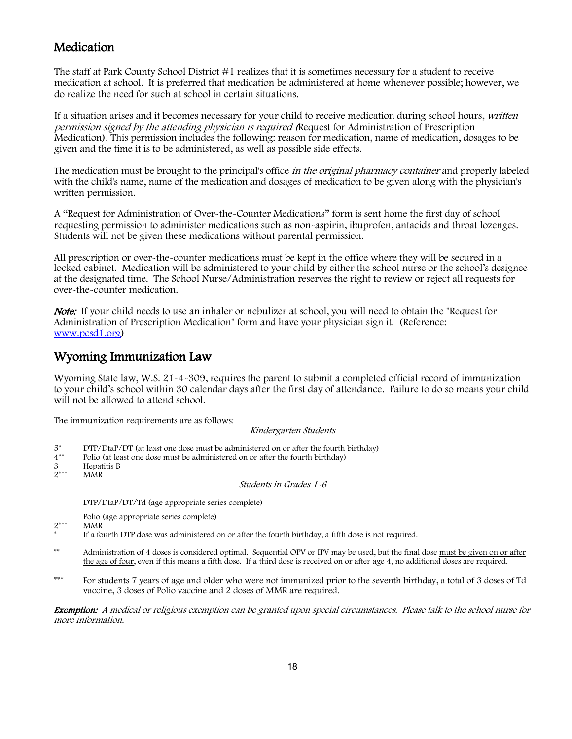## Medication

The staff at Park County School District #1 realizes that it is sometimes necessary for a student to receive medication at school. It is preferred that medication be administered at home whenever possible; however, we do realize the need for such at school in certain situations.

If a situation arises and it becomes necessary for your child to receive medication during school hours, *written permission signed by the attending physician is required (*Request for Administration of Prescription Medication). This permission includes the following: reason for medication, name of medication, dosages to be given and the time it is to be administered, as well as possible side effects.

The medication must be brought to the principal's office *in the original pharmacy container* and properly labeled with the child's name, name of the medication and dosages of medication to be given along with the physician's written permission.

A "Request for Administration of Over-the-Counter Medications" form is sent home the first day of school requesting permission to administer medications such as non-aspirin, ibuprofen, antacids and throat lozenges. Students will not be given these medications without parental permission.

All prescription or over-the-counter medications must be kept in the office where they will be secured in a locked cabinet. Medication will be administered to your child by either the school nurse or the school's designee at the designated time. The School Nurse/Administration reserves the right to review or reject all requests for over-the-counter medication.

***Note:*** If your child needs to use an inhaler or nebulizer at school, you will need to obtain the "Request for Administration of Prescription Medication" form and have your physician sign it. (Reference: www.pcsd1.org)

## Wyoming Immunization Law

Wyoming State law, W.S. 21-4-309, requires the parent to submit a completed official record of immunization to your child's school within 30 calendar days after the first day of attendance. Failure to do so means your child will not be allowed to attend school.

The immunization requirements are as follows:

*Kindergarten Students*

- 5* DTP/DtaP/DT (at least one dose must be administered on or after the fourth birthday)
- 4** Polio (at least one dose must be administered on or after the fourth birthday)
- 3 Hepatitis B
- 2*** MMR

*Students in Grades 1-6*

- DTP/DtaP/DT/Td (age appropriate series complete)
- Polio (age appropriate series complete)
- 2*** MMR

\* If a fourth DTP dose was administered on or after the fourth birthday, a fifth dose is not required.

** Administration of 4 doses is considered optimal. Sequential OPV or IPV may be used, but the final dose must be given on or after the age of four, even if this means a fifth dose. If a third dose is received on or after age 4, no additional doses are required.

*** For students 7 years of age and older who were not immunized prior to the seventh birthday, a total of 3 doses of Td vaccine, 3 doses of Polio vaccine and 2 doses of MMR are required.

***Exemption:*** *A medical or religious exemption can be granted upon special circumstances. Please talk to the school nurse for more information.*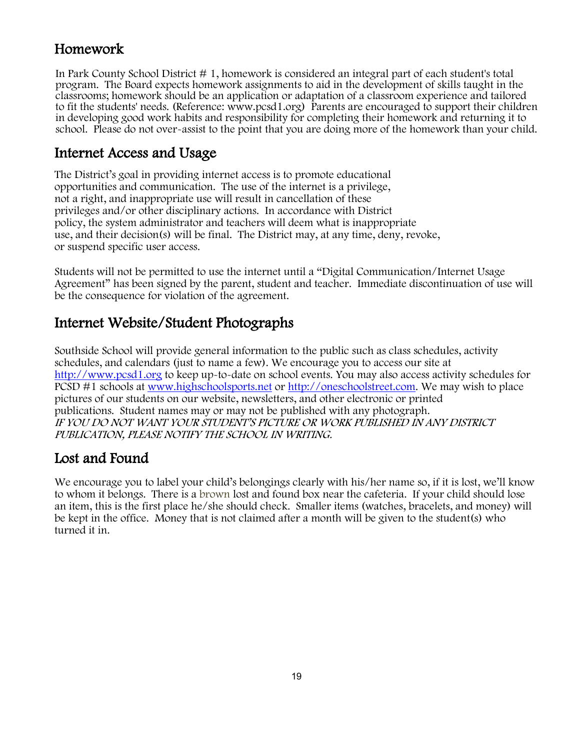## Homework

In Park County School District # 1, homework is considered an integral part of each student's total program. The Board expects homework assignments to aid in the development of skills taught in the classrooms; homework should be an application or adaptation of a classroom experience and tailored to fit the students' needs. (Reference: www.pcsd1.org) Parents are encouraged to support their children in developing good work habits and responsibility for completing their homework and returning it to school. Please do not over-assist to the point that you are doing more of the homework than your child.

## Internet Access and Usage

The District's goal in providing internet access is to promote educational opportunities and communication. The use of the internet is a privilege, not a right, and inappropriate use will result in cancellation of these privileges and/or other disciplinary actions. In accordance with District policy, the system administrator and teachers will deem what is inappropriate use, and their decision(s) will be final. The District may, at any time, deny, revoke, or suspend specific user access.

Students will not be permitted to use the internet until a "Digital Communication/Internet Usage Agreement" has been signed by the parent, student and teacher. Immediate discontinuation of use will be the consequence for violation of the agreement.

## Internet Website/Student Photographs

Southside School will provide general information to the public such as class schedules, activity schedules, and calendars (just to name a few). We encourage you to access our site at http://www.pcsd1.org to keep up-to-date on school events. You may also access activity schedules for PCSD #1 schools at www.highschoolsports.net or http://oneschoolstreet.com. We may wish to place pictures of our students on our website, newsletters, and other electronic or printed publications. Student names may or may not be published with any photograph.
*IF YOU DO NOT WANT YOUR STUDENT'S PICTURE OR WORK PUBLISHED IN ANY DISTRICT PUBLICATION, PLEASE NOTIFY THE SCHOOL IN WRITING.*

## Lost and Found

We encourage you to label your child's belongings clearly with his/her name so, if it is lost, we'll know to whom it belongs. There is a brown lost and found box near the cafeteria. If your child should lose an item, this is the first place he/she should check. Smaller items (watches, bracelets, and money) will be kept in the office. Money that is not claimed after a month will be given to the student(s) who turned it in.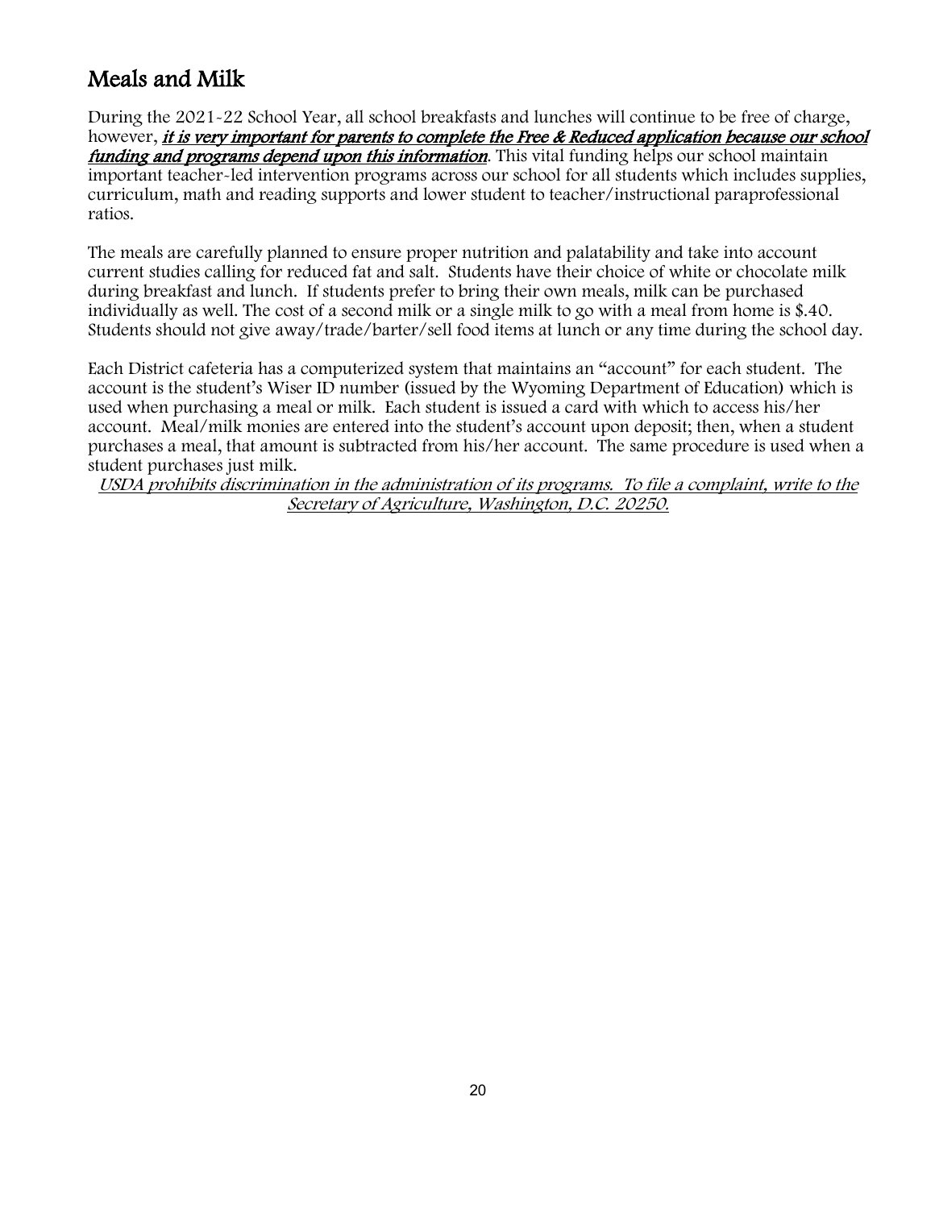## Meals and Milk

During the 2021-22 School Year, all school breakfasts and lunches will continue to be free of charge, however, ***it is very important for parents to complete the Free & Reduced application because our school funding and programs depend upon this information***. This vital funding helps our school maintain important teacher-led intervention programs across our school for all students which includes supplies, curriculum, math and reading supports and lower student to teacher/instructional paraprofessional ratios.

The meals are carefully planned to ensure proper nutrition and palatability and take into account current studies calling for reduced fat and salt. Students have their choice of white or chocolate milk during breakfast and lunch. If students prefer to bring their own meals, milk can be purchased individually as well. The cost of a second milk or a single milk to go with a meal from home is $.40. Students should not give away/trade/barter/sell food items at lunch or any time during the school day.

Each District cafeteria has a computerized system that maintains an "account" for each student. The account is the student's Wiser ID number (issued by the Wyoming Department of Education) which is used when purchasing a meal or milk. Each student is issued a card with which to access his/her account. Meal/milk monies are entered into the student's account upon deposit; then, when a student purchases a meal, that amount is subtracted from his/her account. The same procedure is used when a student purchases just milk.

*USDA prohibits discrimination in the administration of its programs. To file a complaint, write to the Secretary of Agriculture, Washington, D.C. 20250.*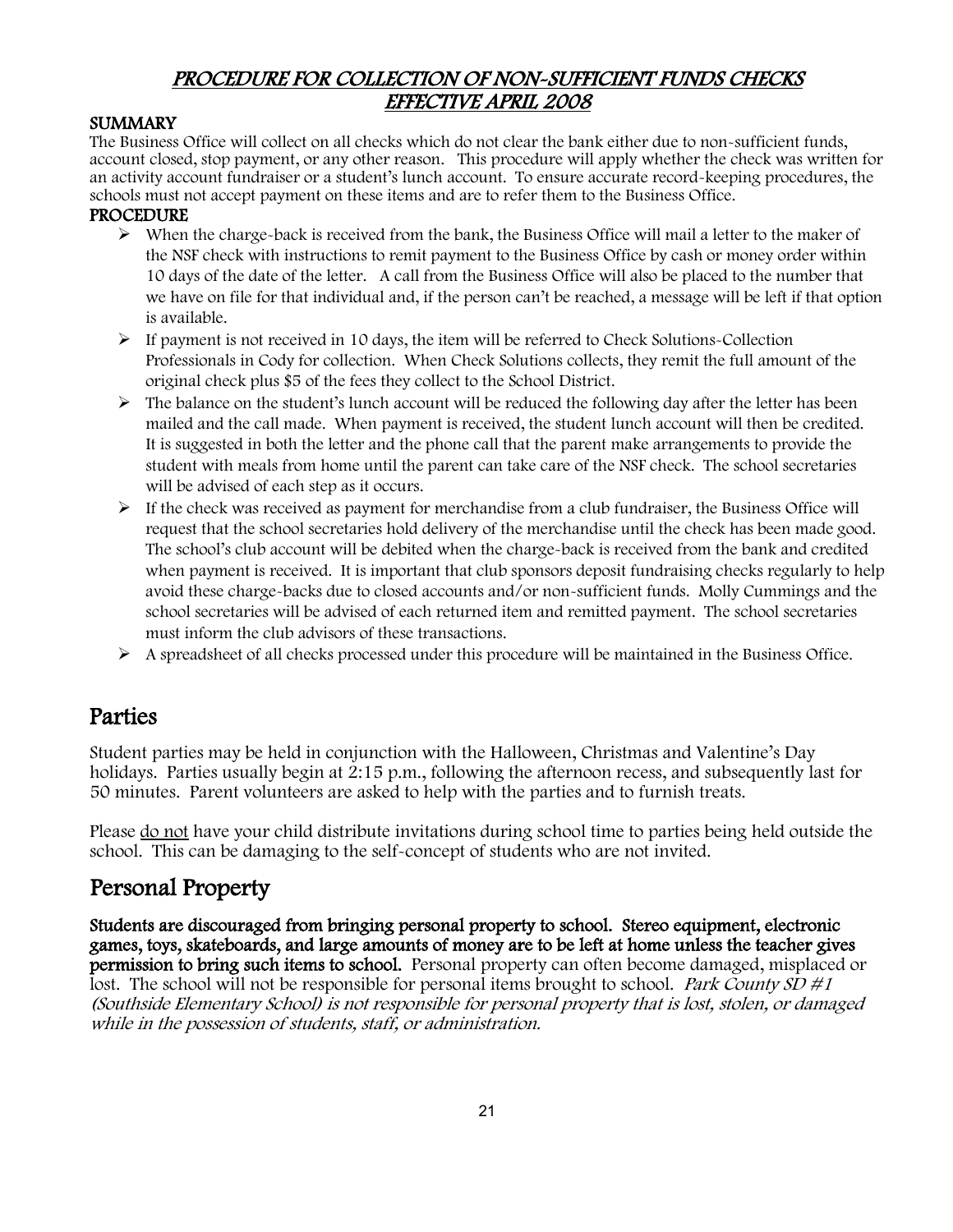## PROCEDURE FOR COLLECTION OF NON-SUFFICIENT FUNDS CHECKS EFFECTIVE APRIL 2008

**SUMMARY**

The Business Office will collect on all checks which do not clear the bank either due to non-sufficient funds, account closed, stop payment, or any other reason. This procedure will apply whether the check was written for an activity account fundraiser or a student's lunch account. To ensure accurate record-keeping procedures, the schools must not accept payment on these items and are to refer them to the Business Office.

**PROCEDURE**

- When the charge-back is received from the bank, the Business Office will mail a letter to the maker of the NSF check with instructions to remit payment to the Business Office by cash or money order within 10 days of the date of the letter. A call from the Business Office will also be placed to the number that we have on file for that individual and, if the person can't be reached, a message will be left if that option is available.
- If payment is not received in 10 days, the item will be referred to Check Solutions-Collection Professionals in Cody for collection. When Check Solutions collects, they remit the full amount of the original check plus $5 of the fees they collect to the School District.
- The balance on the student's lunch account will be reduced the following day after the letter has been mailed and the call made. When payment is received, the student lunch account will then be credited. It is suggested in both the letter and the phone call that the parent make arrangements to provide the student with meals from home until the parent can take care of the NSF check. The school secretaries will be advised of each step as it occurs.
- If the check was received as payment for merchandise from a club fundraiser, the Business Office will request that the school secretaries hold delivery of the merchandise until the check has been made good. The school's club account will be debited when the charge-back is received from the bank and credited when payment is received. It is important that club sponsors deposit fundraising checks regularly to help avoid these charge-backs due to closed accounts and/or non-sufficient funds. Molly Cummings and the school secretaries will be advised of each returned item and remitted payment. The school secretaries must inform the club advisors of these transactions.
- A spreadsheet of all checks processed under this procedure will be maintained in the Business Office.

# Parties

Student parties may be held in conjunction with the Halloween, Christmas and Valentine's Day holidays. Parties usually begin at 2:15 p.m., following the afternoon recess, and subsequently last for 50 minutes. Parent volunteers are asked to help with the parties and to furnish treats.

Please do not have your child distribute invitations during school time to parties being held outside the school. This can be damaging to the self-concept of students who are not invited.

# Personal Property

**Students are discouraged from bringing personal property to school. Stereo equipment, electronic games, toys, skateboards, and large amounts of money are to be left at home unless the teacher gives permission to bring such items to school.** Personal property can often become damaged, misplaced or lost. The school will not be responsible for personal items brought to school. *Park County SD #1 (Southside Elementary School) is not responsible for personal property that is lost, stolen, or damaged while in the possession of students, staff, or administration.*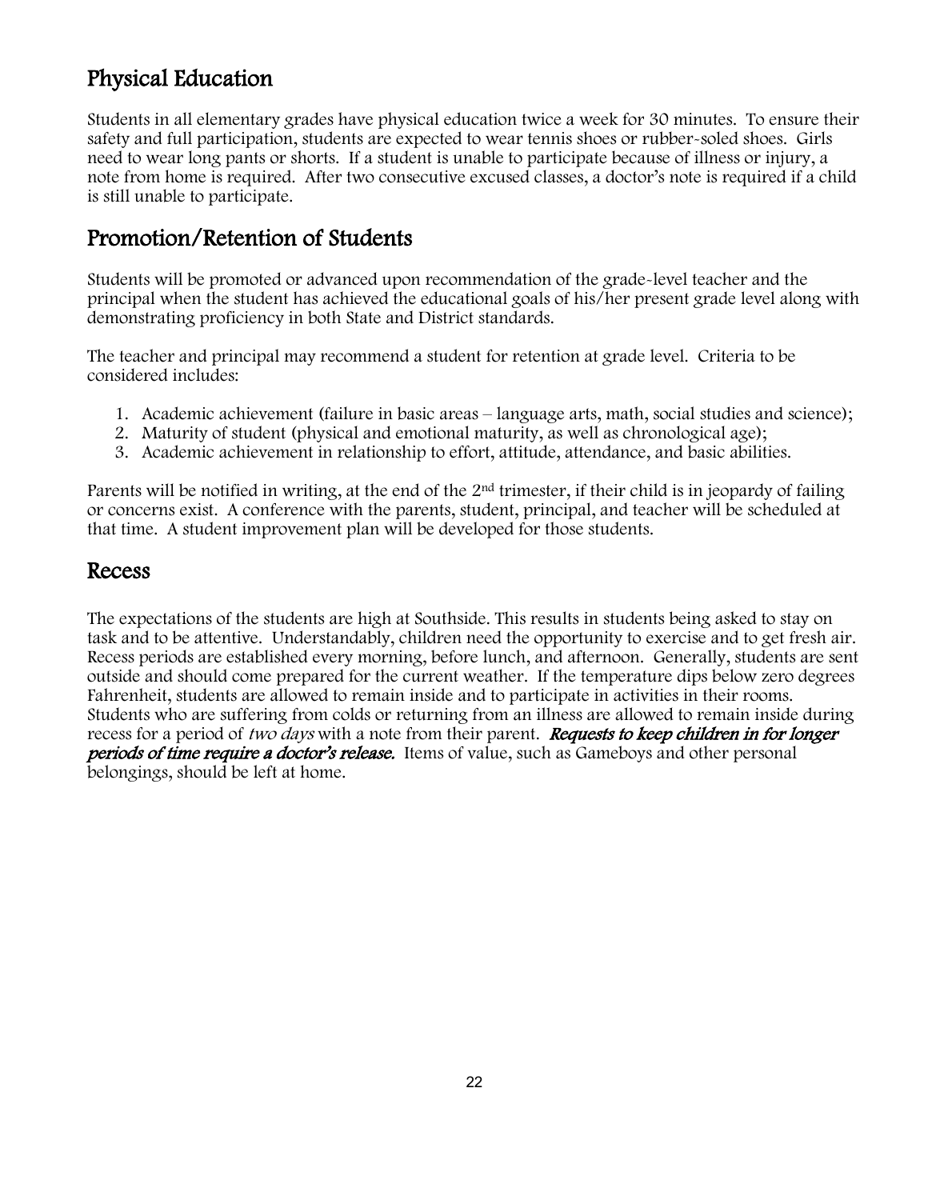## Physical Education

Students in all elementary grades have physical education twice a week for 30 minutes. To ensure their safety and full participation, students are expected to wear tennis shoes or rubber-soled shoes. Girls need to wear long pants or shorts. If a student is unable to participate because of illness or injury, a note from home is required. After two consecutive excused classes, a doctor's note is required if a child is still unable to participate.

## Promotion/Retention of Students

Students will be promoted or advanced upon recommendation of the grade-level teacher and the principal when the student has achieved the educational goals of his/her present grade level along with demonstrating proficiency in both State and District standards.

The teacher and principal may recommend a student for retention at grade level. Criteria to be considered includes:

1. Academic achievement (failure in basic areas – language arts, math, social studies and science);
2. Maturity of student (physical and emotional maturity, as well as chronological age);
3. Academic achievement in relationship to effort, attitude, attendance, and basic abilities.

Parents will be notified in writing, at the end of the 2nd trimester, if their child is in jeopardy of failing or concerns exist. A conference with the parents, student, principal, and teacher will be scheduled at that time. A student improvement plan will be developed for those students.

## Recess

The expectations of the students are high at Southside. This results in students being asked to stay on task and to be attentive. Understandably, children need the opportunity to exercise and to get fresh air. Recess periods are established every morning, before lunch, and afternoon. Generally, students are sent outside and should come prepared for the current weather. If the temperature dips below zero degrees Fahrenheit, students are allowed to remain inside and to participate in activities in their rooms. Students who are suffering from colds or returning from an illness are allowed to remain inside during recess for a period of *two days* with a note from their parent. ***Requests to keep children in for longer periods of time require a doctor's release.*** Items of value, such as Gameboys and other personal belongings, should be left at home.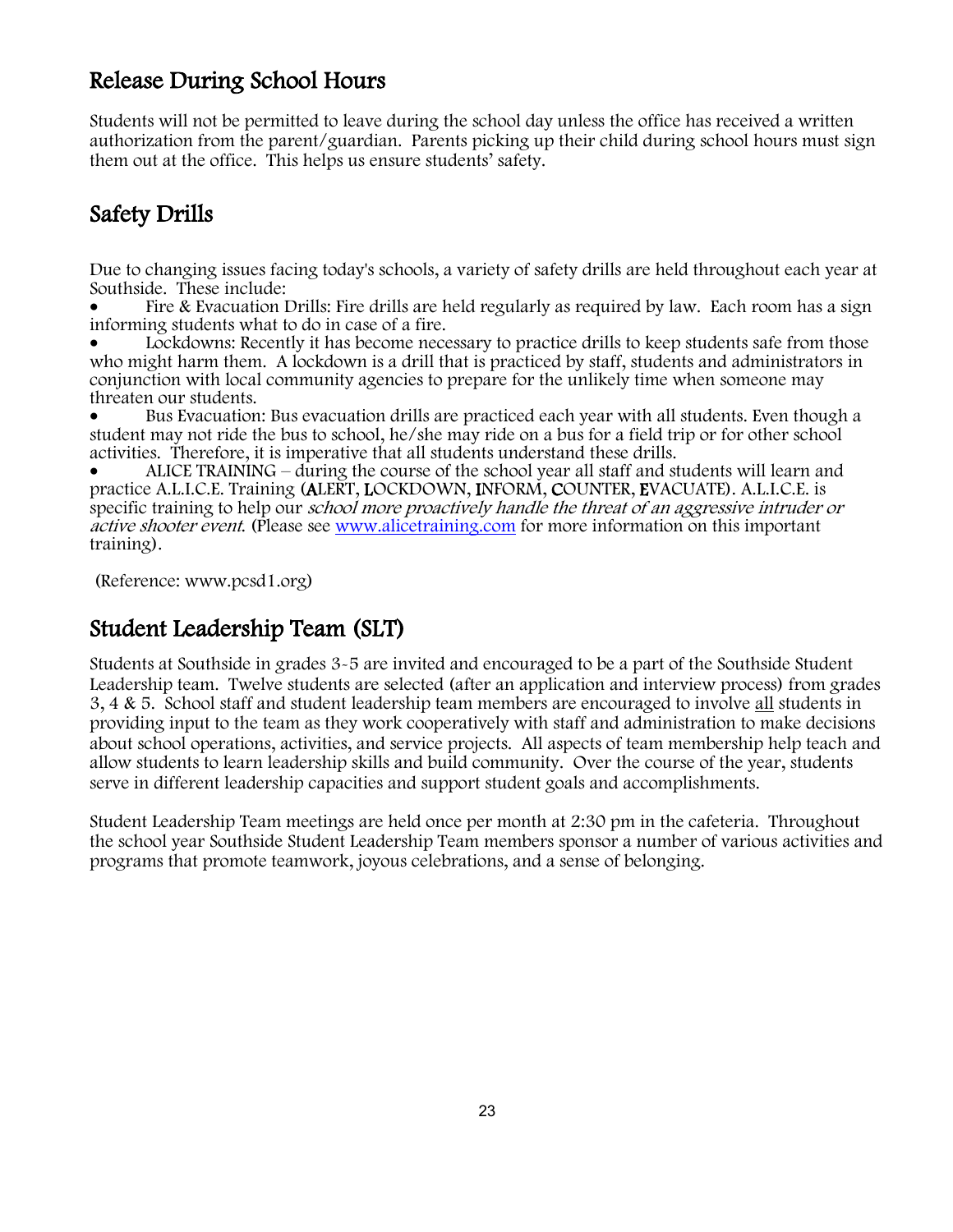## Release During School Hours

Students will not be permitted to leave during the school day unless the office has received a written authorization from the parent/guardian. Parents picking up their child during school hours must sign them out at the office. This helps us ensure students' safety.

## Safety Drills

Due to changing issues facing today's schools, a variety of safety drills are held throughout each year at Southside. These include:

- Fire & Evacuation Drills: Fire drills are held regularly as required by law. Each room has a sign informing students what to do in case of a fire.
- Lockdowns: Recently it has become necessary to practice drills to keep students safe from those who might harm them. A lockdown is a drill that is practiced by staff, students and administrators in conjunction with local community agencies to prepare for the unlikely time when someone may threaten our students.
- Bus Evacuation: Bus evacuation drills are practiced each year with all students. Even though a student may not ride the bus to school, he/she may ride on a bus for a field trip or for other school activities. Therefore, it is imperative that all students understand these drills.
- ALICE TRAINING – during the course of the school year all staff and students will learn and practice A.L.I.C.E. Training (**A**LERT, **L**OCKDOWN, **I**NFORM, **C**OUNTER, **E**VACUATE). A.L.I.C.E. is specific training to help our *school more proactively handle the threat of an aggressive intruder or active shooter event.* (Please see [www.alicetraining.com](http://www.alicetraining.com) for more information on this important training).

(Reference: www.pcsd1.org)

## Student Leadership Team (SLT)

Students at Southside in grades 3-5 are invited and encouraged to be a part of the Southside Student Leadership team. Twelve students are selected (after an application and interview process) from grades 3, 4 & 5. School staff and student leadership team members are encouraged to involve <u>all</u> students in providing input to the team as they work cooperatively with staff and administration to make decisions about school operations, activities, and service projects. All aspects of team membership help teach and allow students to learn leadership skills and build community. Over the course of the year, students serve in different leadership capacities and support student goals and accomplishments.

Student Leadership Team meetings are held once per month at 2:30 pm in the cafeteria. Throughout the school year Southside Student Leadership Team members sponsor a number of various activities and programs that promote teamwork, joyous celebrations, and a sense of belonging.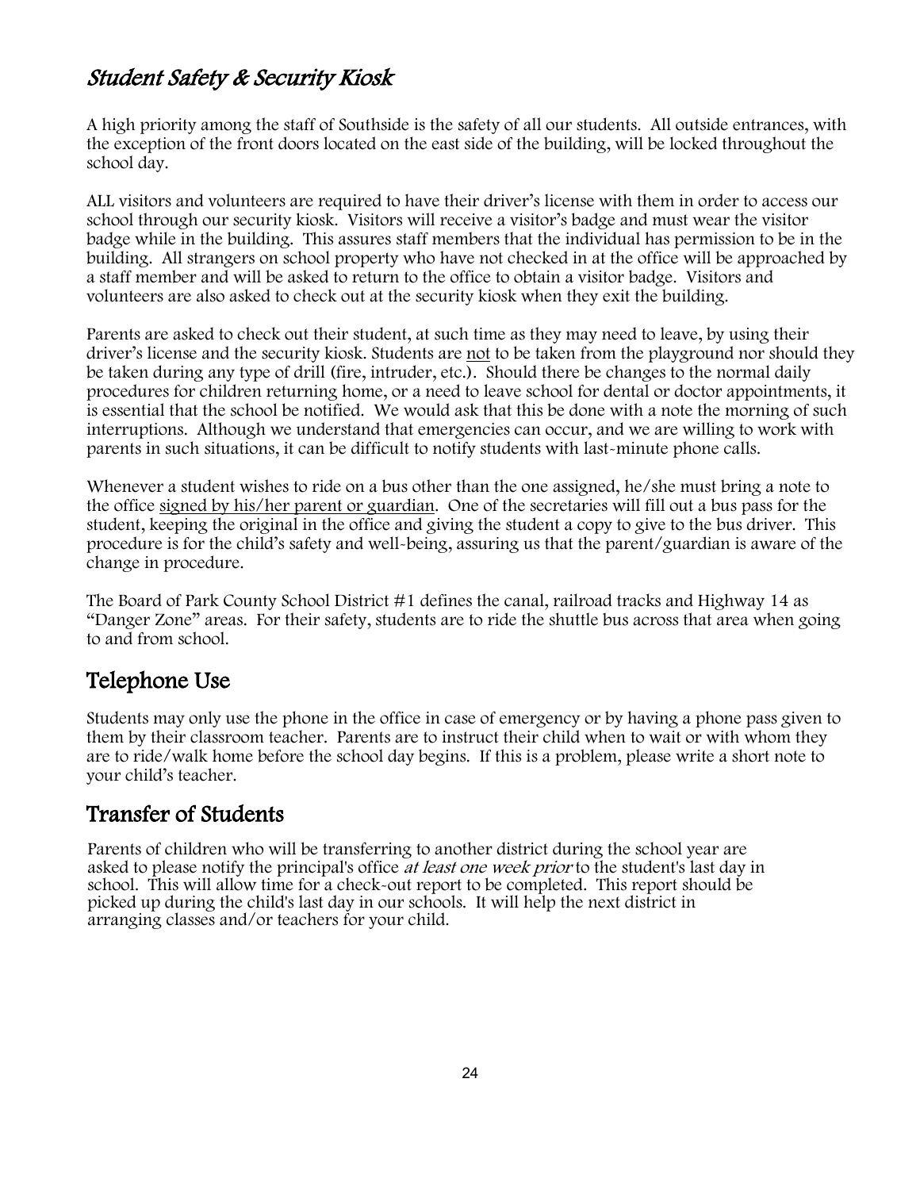## *Student Safety & Security Kiosk*

A high priority among the staff of Southside is the safety of all our students. All outside entrances, with the exception of the front doors located on the east side of the building, will be locked throughout the school day.

ALL visitors and volunteers are required to have their driver's license with them in order to access our school through our security kiosk. Visitors will receive a visitor's badge and must wear the visitor badge while in the building. This assures staff members that the individual has permission to be in the building. All strangers on school property who have not checked in at the office will be approached by a staff member and will be asked to return to the office to obtain a visitor badge. Visitors and volunteers are also asked to check out at the security kiosk when they exit the building.

Parents are asked to check out their student, at such time as they may need to leave, by using their driver's license and the security kiosk. Students are <u>not</u> to be taken from the playground nor should they be taken during any type of drill (fire, intruder, etc.). Should there be changes to the normal daily procedures for children returning home, or a need to leave school for dental or doctor appointments, it is essential that the school be notified. We would ask that this be done with a note the morning of such interruptions. Although we understand that emergencies can occur, and we are willing to work with parents in such situations, it can be difficult to notify students with last-minute phone calls.

Whenever a student wishes to ride on a bus other than the one assigned, he/she must bring a note to the office <u>signed by his/her parent or guardian</u>. One of the secretaries will fill out a bus pass for the student, keeping the original in the office and giving the student a copy to give to the bus driver. This procedure is for the child's safety and well-being, assuring us that the parent/guardian is aware of the change in procedure.

The Board of Park County School District #1 defines the canal, railroad tracks and Highway 14 as "Danger Zone" areas. For their safety, students are to ride the shuttle bus across that area when going to and from school.

## Telephone Use

Students may only use the phone in the office in case of emergency or by having a phone pass given to them by their classroom teacher. Parents are to instruct their child when to wait or with whom they are to ride/walk home before the school day begins. If this is a problem, please write a short note to your child's teacher.

## Transfer of Students

Parents of children who will be transferring to another district during the school year are asked to please notify the principal's office *at least one week prior* to the student's last day in school. This will allow time for a check-out report to be completed. This report should be picked up during the child's last day in our schools. It will help the next district in arranging classes and/or teachers for your child.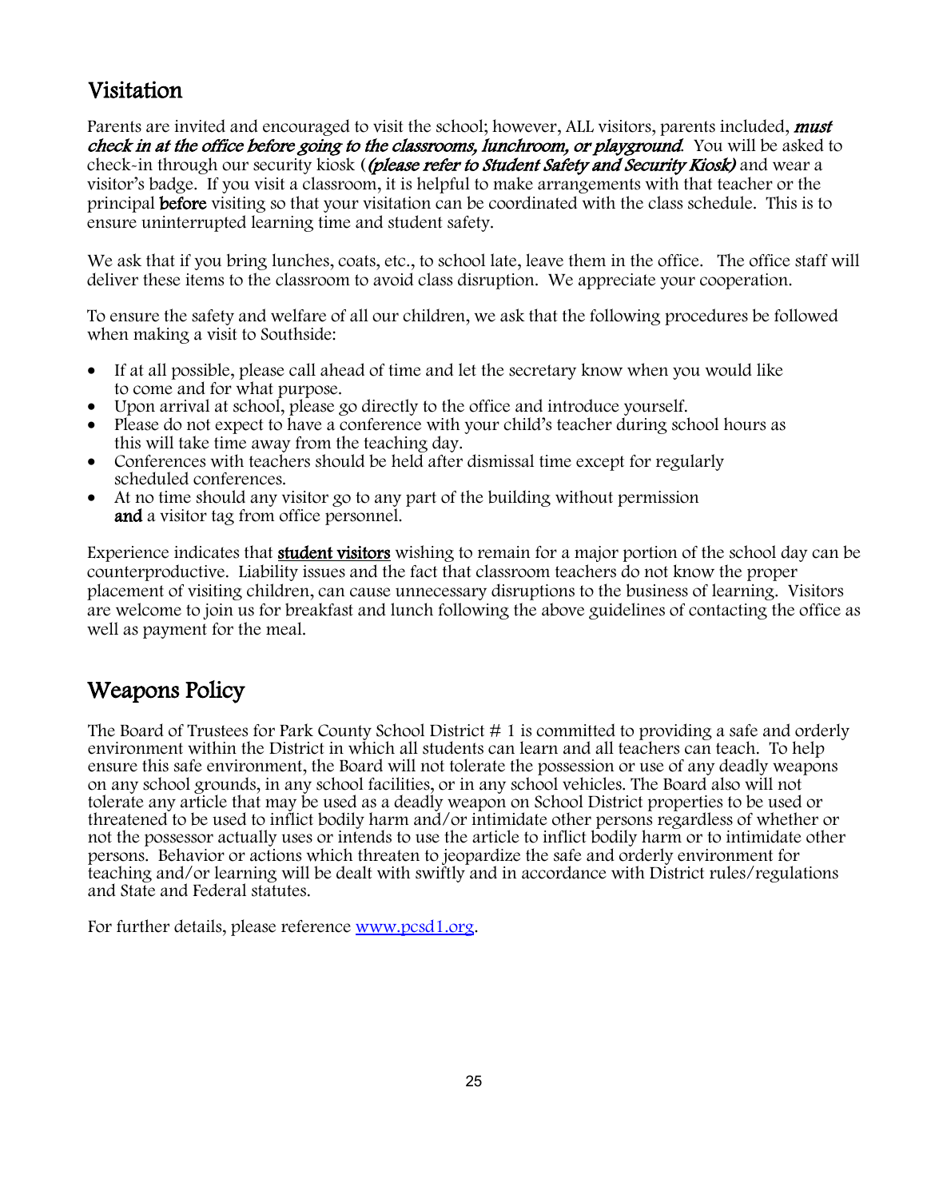## Visitation

Parents are invited and encouraged to visit the school; however, ALL visitors, parents included, ***must check in at the office before going to the classrooms, lunchroom, or playground***. You will be asked to check-in through our security kiosk (***(please refer to Student Safety and Security Kiosk)*** and wear a visitor's badge. If you visit a classroom, it is helpful to make arrangements with that teacher or the principal **before** visiting so that your visitation can be coordinated with the class schedule. This is to ensure uninterrupted learning time and student safety.

We ask that if you bring lunches, coats, etc., to school late, leave them in the office. The office staff will deliver these items to the classroom to avoid class disruption. We appreciate your cooperation.

To ensure the safety and welfare of all our children, we ask that the following procedures be followed when making a visit to Southside:

- If at all possible, please call ahead of time and let the secretary know when you would like to come and for what purpose.
- Upon arrival at school, please go directly to the office and introduce yourself.
- Please do not expect to have a conference with your child's teacher during school hours as this will take time away from the teaching day.
- Conferences with teachers should be held after dismissal time except for regularly scheduled conferences.
- At no time should any visitor go to any part of the building without permission **and** a visitor tag from office personnel.

Experience indicates that **student visitors** wishing to remain for a major portion of the school day can be counterproductive. Liability issues and the fact that classroom teachers do not know the proper placement of visiting children, can cause unnecessary disruptions to the business of learning. Visitors are welcome to join us for breakfast and lunch following the above guidelines of contacting the office as well as payment for the meal.

## Weapons Policy

The Board of Trustees for Park County School District # 1 is committed to providing a safe and orderly environment within the District in which all students can learn and all teachers can teach. To help ensure this safe environment, the Board will not tolerate the possession or use of any deadly weapons on any school grounds, in any school facilities, or in any school vehicles. The Board also will not tolerate any article that may be used as a deadly weapon on School District properties to be used or threatened to be used to inflict bodily harm and/or intimidate other persons regardless of whether or not the possessor actually uses or intends to use the article to inflict bodily harm or to intimidate other persons. Behavior or actions which threaten to jeopardize the safe and orderly environment for teaching and/or learning will be dealt with swiftly and in accordance with District rules/regulations and State and Federal statutes.

For further details, please reference [www.pcsd1.org](http://www.pcsd1.org).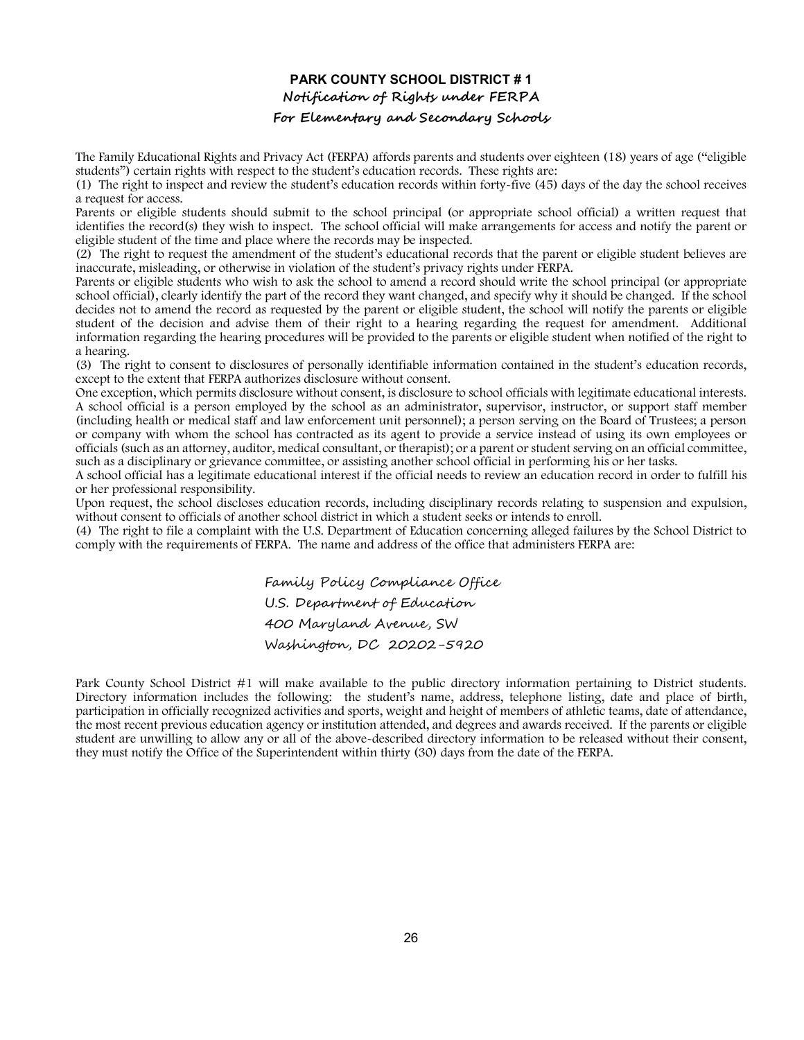# PARK COUNTY SCHOOL DISTRICT # 1

## Notification of Rights under FERPA

### For Elementary and Secondary Schools

The Family Educational Rights and Privacy Act (FERPA) affords parents and students over eighteen (18) years of age ("eligible students") certain rights with respect to the student's education records. These rights are:

(1) The right to inspect and review the student's education records within forty-five (45) days of the day the school receives a request for access.

Parents or eligible students should submit to the school principal (or appropriate school official) a written request that identifies the record(s) they wish to inspect. The school official will make arrangements for access and notify the parent or eligible student of the time and place where the records may be inspected.

(2) The right to request the amendment of the student's educational records that the parent or eligible student believes are inaccurate, misleading, or otherwise in violation of the student's privacy rights under FERPA.

Parents or eligible students who wish to ask the school to amend a record should write the school principal (or appropriate school official), clearly identify the part of the record they want changed, and specify why it should be changed. If the school decides not to amend the record as requested by the parent or eligible student, the school will notify the parents or eligible student of the decision and advise them of their right to a hearing regarding the request for amendment. Additional information regarding the hearing procedures will be provided to the parents or eligible student when notified of the right to a hearing.

(3) The right to consent to disclosures of personally identifiable information contained in the student's education records, except to the extent that FERPA authorizes disclosure without consent.

One exception, which permits disclosure without consent, is disclosure to school officials with legitimate educational interests. A school official is a person employed by the school as an administrator, supervisor, instructor, or support staff member (including health or medical staff and law enforcement unit personnel); a person serving on the Board of Trustees; a person or company with whom the school has contracted as its agent to provide a service instead of using its own employees or officials (such as an attorney, auditor, medical consultant, or therapist); or a parent or student serving on an official committee, such as a disciplinary or grievance committee, or assisting another school official in performing his or her tasks.

A school official has a legitimate educational interest if the official needs to review an education record in order to fulfill his or her professional responsibility.

Upon request, the school discloses education records, including disciplinary records relating to suspension and expulsion, without consent to officials of another school district in which a student seeks or intends to enroll.

(4) The right to file a complaint with the U.S. Department of Education concerning alleged failures by the School District to comply with the requirements of FERPA. The name and address of the office that administers FERPA are:

Family Policy Compliance Office
U.S. Department of Education
400 Maryland Avenue, SW
Washington, DC 20202-5920

Park County School District #1 will make available to the public directory information pertaining to District students. Directory information includes the following: the student's name, address, telephone listing, date and place of birth, participation in officially recognized activities and sports, weight and height of members of athletic teams, date of attendance, the most recent previous education agency or institution attended, and degrees and awards received. If the parents or eligible student are unwilling to allow any or all of the above-described directory information to be released without their consent, they must notify the Office of the Superintendent within thirty (30) days from the date of the FERPA.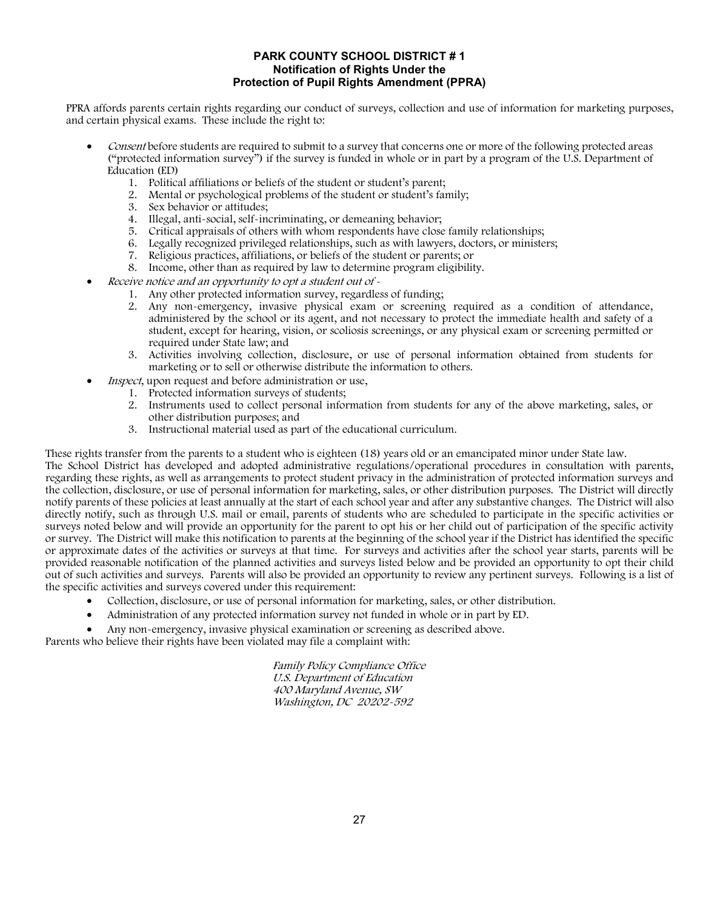# PARK COUNTY SCHOOL DISTRICT # 1
## Notification of Rights Under the Protection of Pupil Rights Amendment (PPRA)

PPRA affords parents certain rights regarding our conduct of surveys, collection and use of information for marketing purposes, and certain physical exams. These include the right to:

- *Consent* before students are required to submit to a survey that concerns one or more of the following protected areas ("protected information survey") if the survey is funded in whole or in part by a program of the U.S. Department of Education (ED)
    1. Political affiliations or beliefs of the student or student's parent;
    2. Mental or psychological problems of the student or student's family;
    3. Sex behavior or attitudes;
    4. Illegal, anti-social, self-incriminating, or demeaning behavior;
    5. Critical appraisals of others with whom respondents have close family relationships;
    6. Legally recognized privileged relationships, such as with lawyers, doctors, or ministers;
    7. Religious practices, affiliations, or beliefs of the student or parents; or
    8. Income, other than as required by law to determine program eligibility.
- *Receive notice and an opportunity to opt a student out of* -
    1. Any other protected information survey, regardless of funding;
    2. Any non-emergency, invasive physical exam or screening required as a condition of attendance, administered by the school or its agent, and not necessary to protect the immediate health and safety of a student, except for hearing, vision, or scoliosis screenings, or any physical exam or screening permitted or required under State law; and
    3. Activities involving collection, disclosure, or use of personal information obtained from students for marketing or to sell or otherwise distribute the information to others.
- *Inspect*, upon request and before administration or use,
    1. Protected information surveys of students;
    2. Instruments used to collect personal information from students for any of the above marketing, sales, or other distribution purposes; and
    3. Instructional material used as part of the educational curriculum.

These rights transfer from the parents to a student who is eighteen (18) years old or an emancipated minor under State law.
The School District has developed and adopted administrative regulations/operational procedures in consultation with parents, regarding these rights, as well as arrangements to protect student privacy in the administration of protected information surveys and the collection, disclosure, or use of personal information for marketing, sales, or other distribution purposes. The District will directly notify parents of these policies at least annually at the start of each school year and after any substantive changes. The District will also directly notify, such as through U.S. mail or email, parents of students who are scheduled to participate in the specific activities or surveys noted below and will provide an opportunity for the parent to opt his or her child out of participation of the specific activity or survey. The District will make this notification to parents at the beginning of the school year if the District has identified the specific or approximate dates of the activities or surveys at that time. For surveys and activities after the school year starts, parents will be provided reasonable notification of the planned activities and surveys listed below and be provided an opportunity to opt their child out of such activities and surveys. Parents will also be provided an opportunity to review any pertinent surveys. Following is a list of the specific activities and surveys covered under this requirement:

- Collection, disclosure, or use of personal information for marketing, sales, or other distribution.
- Administration of any protected information survey not funded in whole or in part by ED.
- Any non-emergency, invasive physical examination or screening as described above.

Parents who believe their rights have been violated may file a complaint with:

*Family Policy Compliance Office*
*U.S. Department of Education*
*400 Maryland Avenue, SW*
*Washington, DC 20202-592*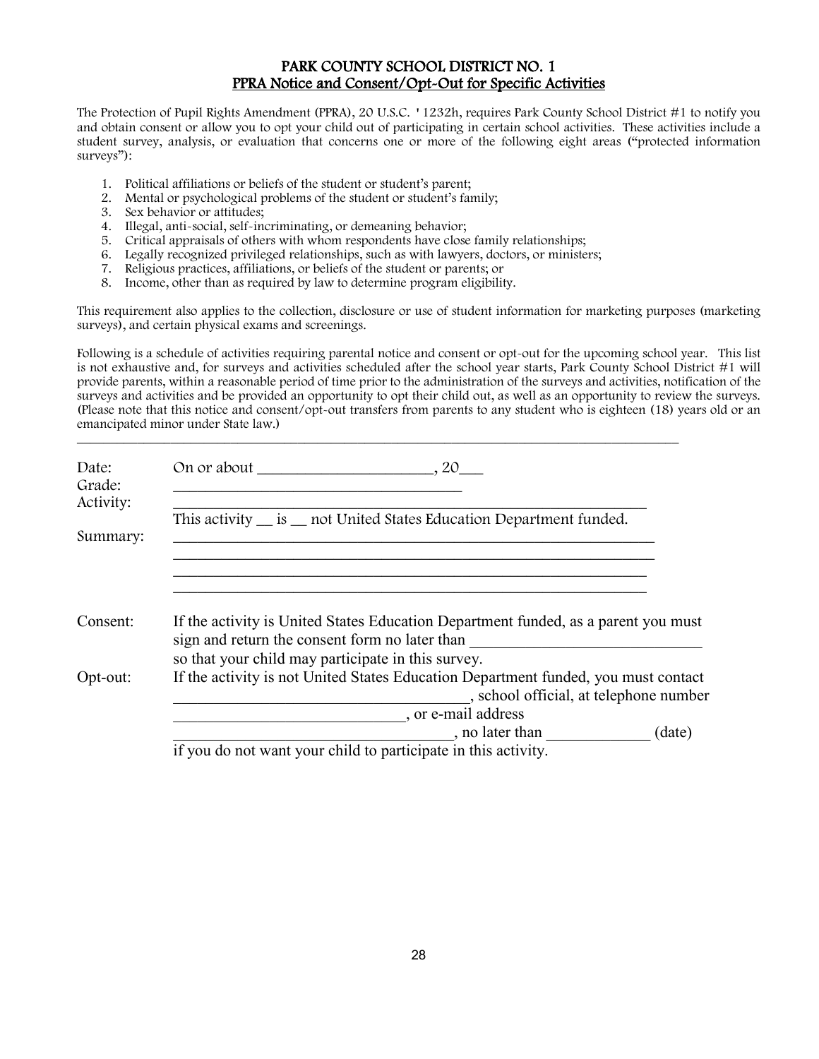# PARK COUNTY SCHOOL DISTRICT NO. 1

## PPRA Notice and Consent/Opt-Out for Specific Activities

The Protection of Pupil Rights Amendment (PPRA), 20 U.S.C. ' 1232h, requires Park County School District #1 to notify you and obtain consent or allow you to opt your child out of participating in certain school activities. These activities include a student survey, analysis, or evaluation that concerns one or more of the following eight areas ("protected information surveys"):

1. Political affiliations or beliefs of the student or student's parent;
2. Mental or psychological problems of the student or student's family;
3. Sex behavior or attitudes;
4. Illegal, anti-social, self-incriminating, or demeaning behavior;
5. Critical appraisals of others with whom respondents have close family relationships;
6. Legally recognized privileged relationships, such as with lawyers, doctors, or ministers;
7. Religious practices, affiliations, or beliefs of the student or parents; or
8. Income, other than as required by law to determine program eligibility.

This requirement also applies to the collection, disclosure or use of student information for marketing purposes (marketing surveys), and certain physical exams and screenings.

Following is a schedule of activities requiring parental notice and consent or opt-out for the upcoming school year. This list is not exhaustive and, for surveys and activities scheduled after the school year starts, Park County School District #1 will provide parents, within a reasonable period of time prior to the administration of the surveys and activities, notification of the surveys and activities and be provided an opportunity to opt their child out, as well as an opportunity to review the surveys. (Please note that this notice and consent/opt-out transfers from parents to any student who is eighteen (18) years old or an emancipated minor under State law.)

---

Date: On or about ______________________, 20___

Grade: ____________________________________

Activity: ______________________________________________________________

This activity __ is __ not United States Education Department funded.

Summary: ______________________________________________________________

______________________________________________________________

______________________________________________________________

______________________________________________________________

Consent: If the activity is United States Education Department funded, as a parent you must sign and return the consent form no later than ____________________________ so that your child may participate in this survey.

Opt-out: If the activity is not United States Education Department funded, you must contact ____________________________________, school official, at telephone number ____________________________, or e-mail address ___________________________________, no later than _____________ (date) if you do not want your child to participate in this activity.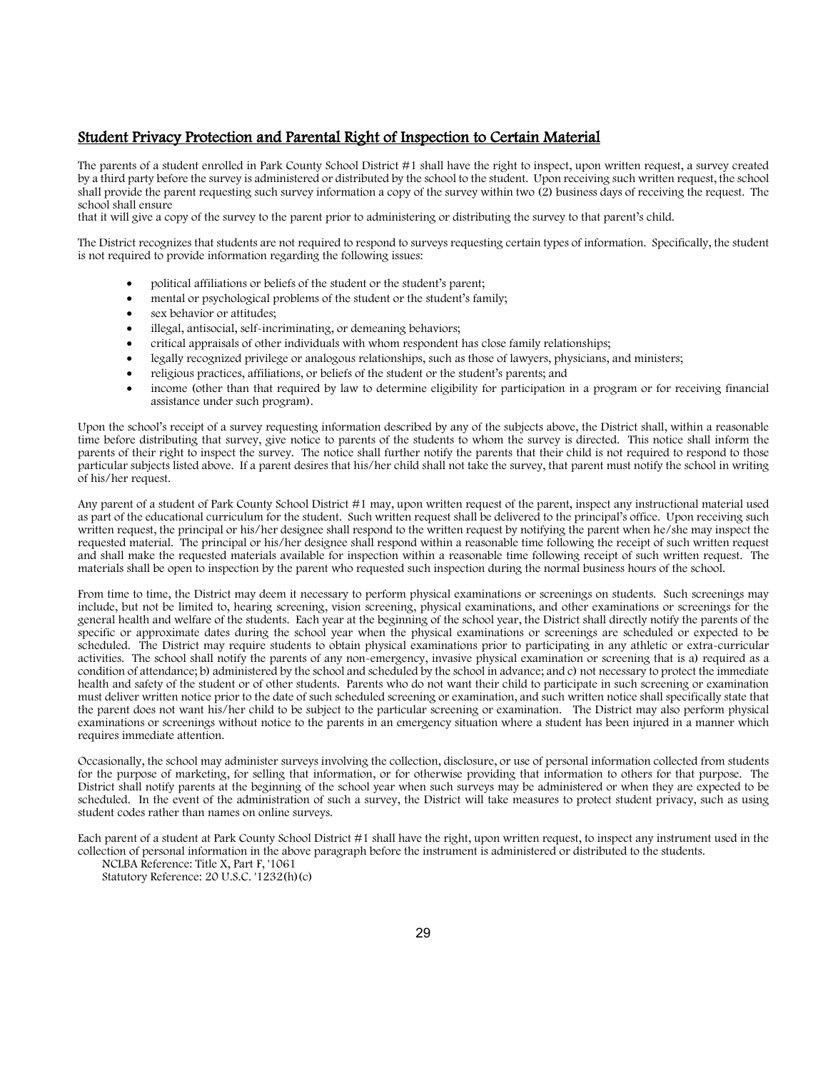## Student Privacy Protection and Parental Right of Inspection to Certain Material

The parents of a student enrolled in Park County School District #1 shall have the right to inspect, upon written request, a survey created by a third party before the survey is administered or distributed by the school to the student. Upon receiving such written request, the school shall provide the parent requesting such survey information a copy of the survey within two (2) business days of receiving the request. The school shall ensure that it will give a copy of the survey to the parent prior to administering or distributing the survey to that parent's child.

The District recognizes that students are not required to respond to surveys requesting certain types of information. Specifically, the student is not required to provide information regarding the following issues:

- political affiliations or beliefs of the student or the student's parent;
- mental or psychological problems of the student or the student's family;
- sex behavior or attitudes;
- illegal, antisocial, self-incriminating, or demeaning behaviors;
- critical appraisals of other individuals with whom respondent has close family relationships;
- legally recognized privilege or analogous relationships, such as those of lawyers, physicians, and ministers;
- religious practices, affiliations, or beliefs of the student or the student's parents; and
- income (other than that required by law to determine eligibility for participation in a program or for receiving financial assistance under such program).

Upon the school's receipt of a survey requesting information described by any of the subjects above, the District shall, within a reasonable time before distributing that survey, give notice to parents of the students to whom the survey is directed. This notice shall inform the parents of their right to inspect the survey. The notice shall further notify the parents that their child is not required to respond to those particular subjects listed above. If a parent desires that his/her child shall not take the survey, that parent must notify the school in writing of his/her request.

Any parent of a student of Park County School District #1 may, upon written request of the parent, inspect any instructional material used as part of the educational curriculum for the student. Such written request shall be delivered to the principal's office. Upon receiving such written request, the principal or his/her designee shall respond to the written request by notifying the parent when he/she may inspect the requested material. The principal or his/her designee shall respond within a reasonable time following the receipt of such written request and shall make the requested materials available for inspection within a reasonable time following receipt of such written request. The materials shall be open to inspection by the parent who requested such inspection during the normal business hours of the school.

From time to time, the District may deem it necessary to perform physical examinations or screenings on students. Such screenings may include, but not be limited to, hearing screening, vision screening, physical examinations, and other examinations or screenings for the general health and welfare of the students. Each year at the beginning of the school year, the District shall directly notify the parents of the specific or approximate dates during the school year when the physical examinations or screenings are scheduled or expected to be scheduled. The District may require students to obtain physical examinations prior to participating in any athletic or extra-curricular activities. The school shall notify the parents of any non-emergency, invasive physical examination or screening that is a) required as a condition of attendance; b) administered by the school and scheduled by the school in advance; and c) not necessary to protect the immediate health and safety of the student or of other students. Parents who do not want their child to participate in such screening or examination must deliver written notice prior to the date of such scheduled screening or examination, and such written notice shall specifically state that the parent does not want his/her child to be subject to the particular screening or examination. The District may also perform physical examinations or screenings without notice to the parents in an emergency situation where a student has been injured in a manner which requires immediate attention.

Occasionally, the school may administer surveys involving the collection, disclosure, or use of personal information collected from students for the purpose of marketing, for selling that information, or for otherwise providing that information to others for that purpose. The District shall notify parents at the beginning of the school year when such surveys may be administered or when they are expected to be scheduled. In the event of the administration of such a survey, the District will take measures to protect student privacy, such as using student codes rather than names on online surveys.

Each parent of a student at Park County School District #1 shall have the right, upon written request, to inspect any instrument used in the collection of personal information in the above paragraph before the instrument is administered or distributed to the students.

NCLBA Reference: Title X, Part F, '1061
Statutory Reference: 20 U.S.C. '1232(h)(c)